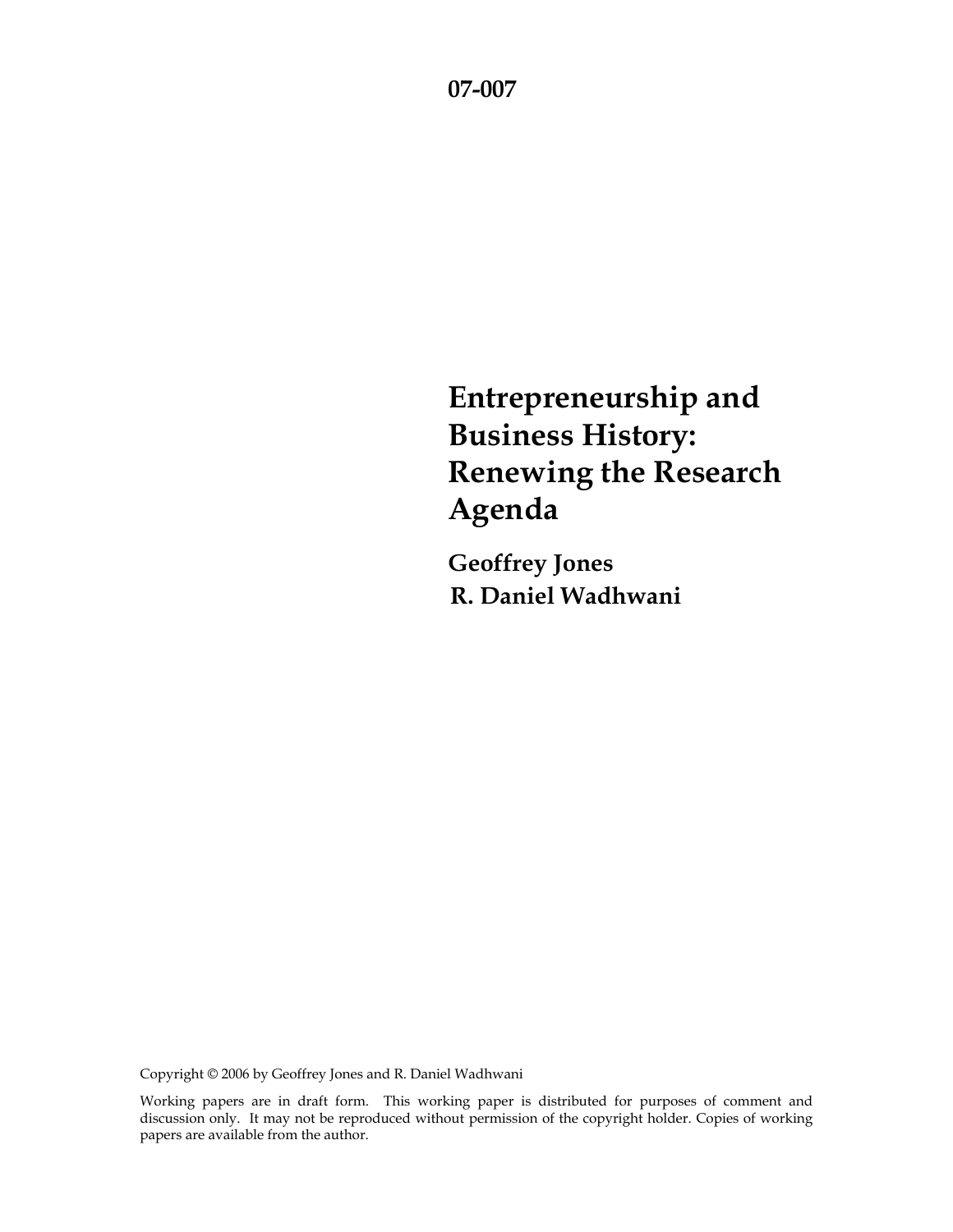07-007

# Entrepreneurship and Business History: Renewing the Research Agenda

**Geoffrey Jones**
**R. Daniel Wadhwani**

Copyright © 2006 by Geoffrey Jones and R. Daniel Wadhwani

Working papers are in draft form. This working paper is distributed for purposes of comment and discussion only. It may not be reproduced without permission of the copyright holder. Copies of working papers are available from the author.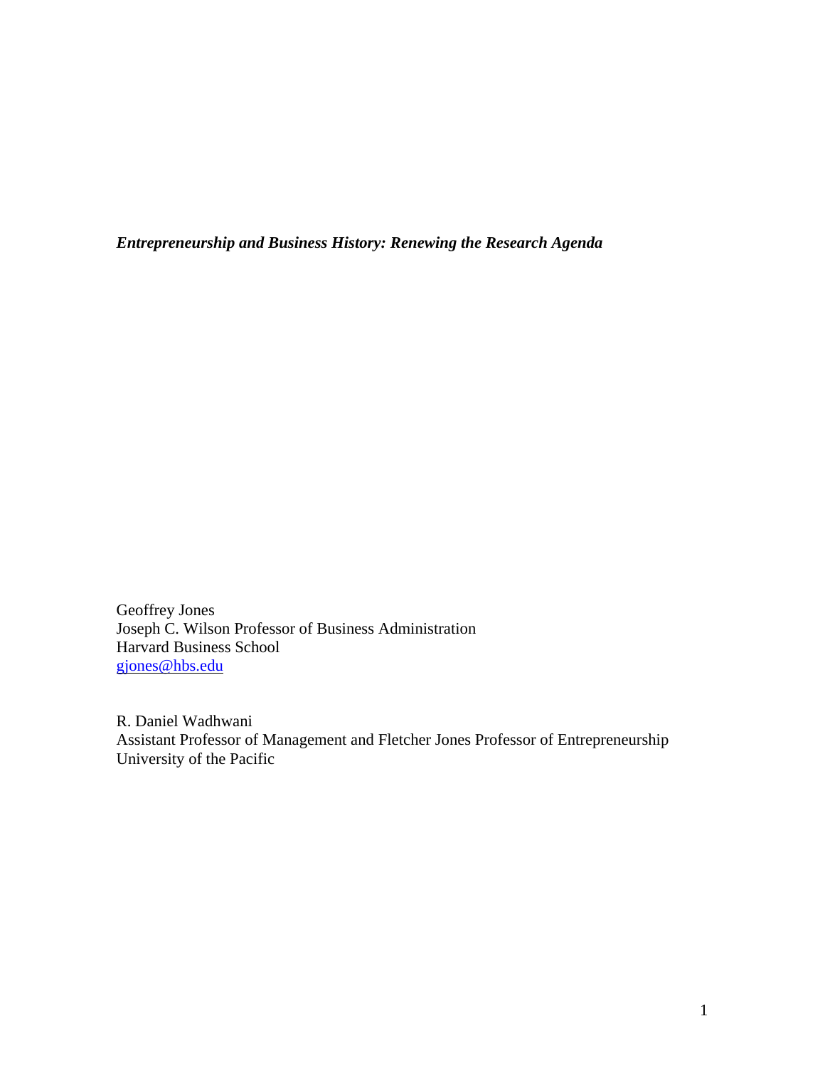***Entrepreneurship and Business History: Renewing the Research Agenda***

Geoffrey Jones
Joseph C. Wilson Professor of Business Administration
Harvard Business School
gjones@hbs.edu

R. Daniel Wadhwani
Assistant Professor of Management and Fletcher Jones Professor of Entrepreneurship
University of the Pacific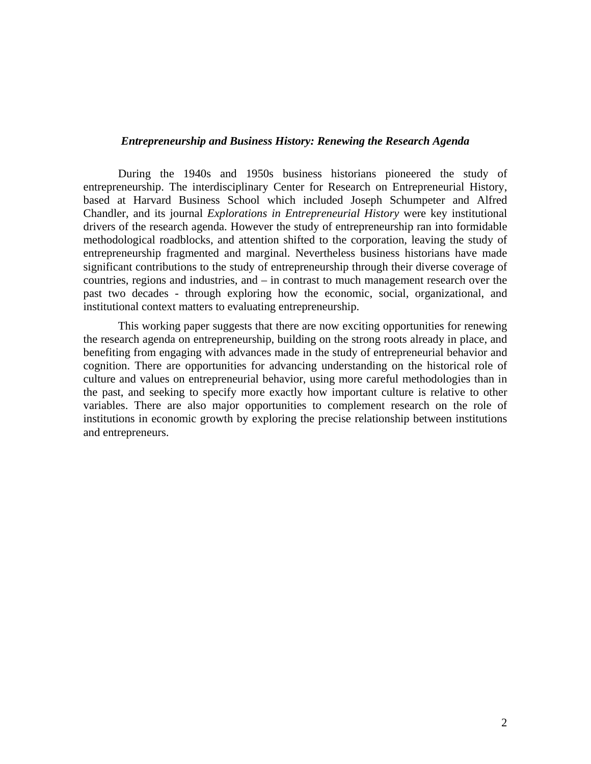***Entrepreneurship and Business History: Renewing the Research Agenda***

During the 1940s and 1950s business historians pioneered the study of entrepreneurship. The interdisciplinary Center for Research on Entrepreneurial History, based at Harvard Business School which included Joseph Schumpeter and Alfred Chandler, and its journal *Explorations in Entrepreneurial History* were key institutional drivers of the research agenda. However the study of entrepreneurship ran into formidable methodological roadblocks, and attention shifted to the corporation, leaving the study of entrepreneurship fragmented and marginal. Nevertheless business historians have made significant contributions to the study of entrepreneurship through their diverse coverage of countries, regions and industries, and – in contrast to much management research over the past two decades - through exploring how the economic, social, organizational, and institutional context matters to evaluating entrepreneurship.

This working paper suggests that there are now exciting opportunities for renewing the research agenda on entrepreneurship, building on the strong roots already in place, and benefiting from engaging with advances made in the study of entrepreneurial behavior and cognition. There are opportunities for advancing understanding on the historical role of culture and values on entrepreneurial behavior, using more careful methodologies than in the past, and seeking to specify more exactly how important culture is relative to other variables. There are also major opportunities to complement research on the role of institutions in economic growth by exploring the precise relationship between institutions and entrepreneurs.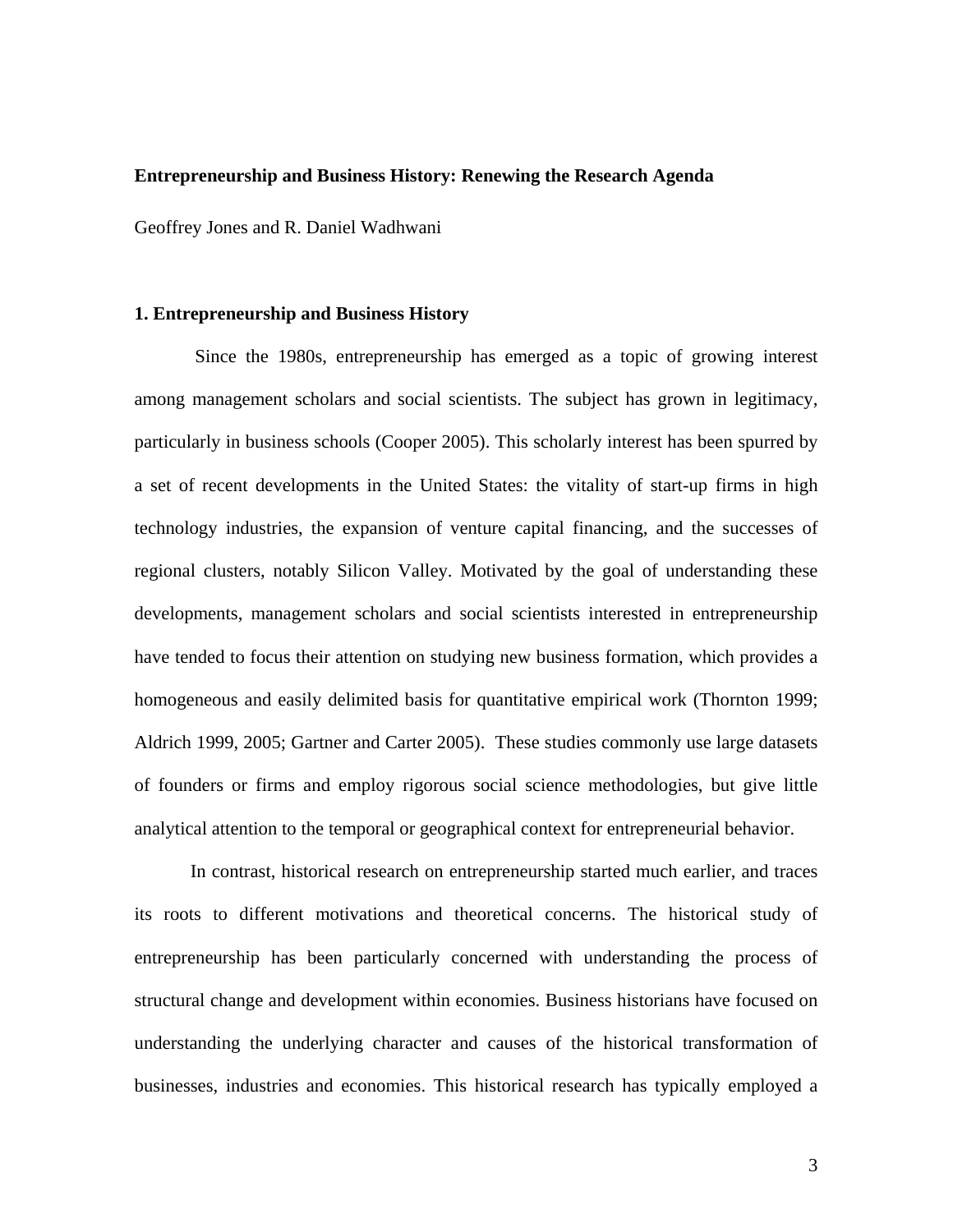**Entrepreneurship and Business History: Renewing the Research Agenda**

Geoffrey Jones and R. Daniel Wadhwani

## 1. Entrepreneurship and Business History

Since the 1980s, entrepreneurship has emerged as a topic of growing interest among management scholars and social scientists. The subject has grown in legitimacy, particularly in business schools (Cooper 2005). This scholarly interest has been spurred by a set of recent developments in the United States: the vitality of start-up firms in high technology industries, the expansion of venture capital financing, and the successes of regional clusters, notably Silicon Valley. Motivated by the goal of understanding these developments, management scholars and social scientists interested in entrepreneurship have tended to focus their attention on studying new business formation, which provides a homogeneous and easily delimited basis for quantitative empirical work (Thornton 1999; Aldrich 1999, 2005; Gartner and Carter 2005). These studies commonly use large datasets of founders or firms and employ rigorous social science methodologies, but give little analytical attention to the temporal or geographical context for entrepreneurial behavior.

In contrast, historical research on entrepreneurship started much earlier, and traces its roots to different motivations and theoretical concerns. The historical study of entrepreneurship has been particularly concerned with understanding the process of structural change and development within economies. Business historians have focused on understanding the underlying character and causes of the historical transformation of businesses, industries and economies. This historical research has typically employed a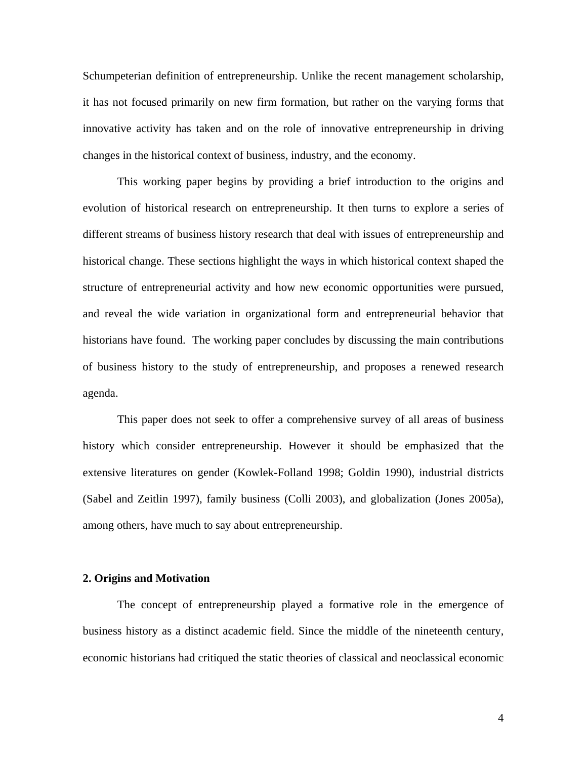Schumpeterian definition of entrepreneurship. Unlike the recent management scholarship, it has not focused primarily on new firm formation, but rather on the varying forms that innovative activity has taken and on the role of innovative entrepreneurship in driving changes in the historical context of business, industry, and the economy.

This working paper begins by providing a brief introduction to the origins and evolution of historical research on entrepreneurship. It then turns to explore a series of different streams of business history research that deal with issues of entrepreneurship and historical change. These sections highlight the ways in which historical context shaped the structure of entrepreneurial activity and how new economic opportunities were pursued, and reveal the wide variation in organizational form and entrepreneurial behavior that historians have found. The working paper concludes by discussing the main contributions of business history to the study of entrepreneurship, and proposes a renewed research agenda.

This paper does not seek to offer a comprehensive survey of all areas of business history which consider entrepreneurship. However it should be emphasized that the extensive literatures on gender (Kowlek-Folland 1998; Goldin 1990), industrial districts (Sabel and Zeitlin 1997), family business (Colli 2003), and globalization (Jones 2005a), among others, have much to say about entrepreneurship.

## 2. Origins and Motivation

The concept of entrepreneurship played a formative role in the emergence of business history as a distinct academic field. Since the middle of the nineteenth century, economic historians had critiqued the static theories of classical and neoclassical economic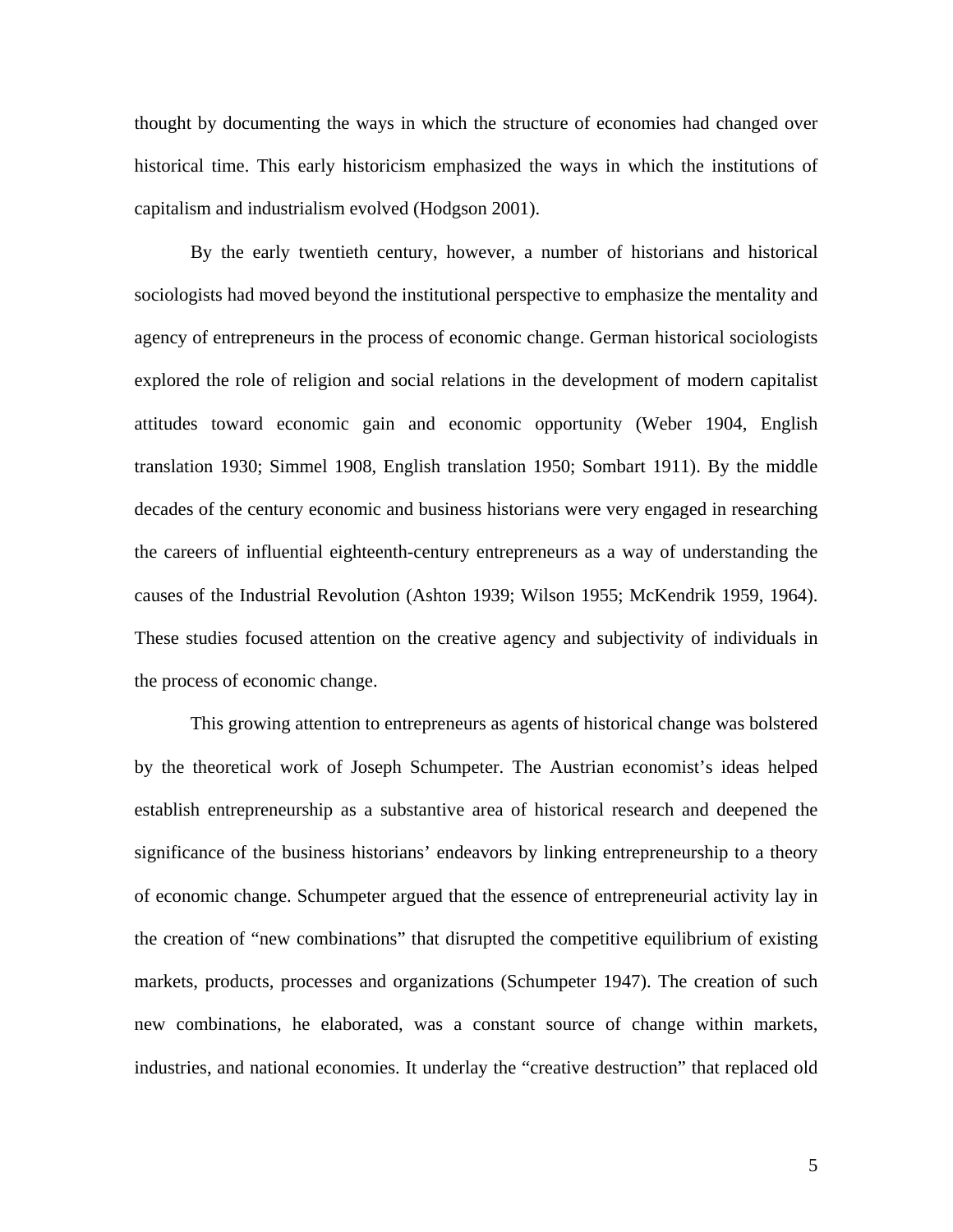thought by documenting the ways in which the structure of economies had changed over historical time. This early historicism emphasized the ways in which the institutions of capitalism and industrialism evolved (Hodgson 2001).

By the early twentieth century, however, a number of historians and historical sociologists had moved beyond the institutional perspective to emphasize the mentality and agency of entrepreneurs in the process of economic change. German historical sociologists explored the role of religion and social relations in the development of modern capitalist attitudes toward economic gain and economic opportunity (Weber 1904, English translation 1930; Simmel 1908, English translation 1950; Sombart 1911). By the middle decades of the century economic and business historians were very engaged in researching the careers of influential eighteenth-century entrepreneurs as a way of understanding the causes of the Industrial Revolution (Ashton 1939; Wilson 1955; McKendrik 1959, 1964). These studies focused attention on the creative agency and subjectivity of individuals in the process of economic change.

This growing attention to entrepreneurs as agents of historical change was bolstered by the theoretical work of Joseph Schumpeter. The Austrian economist's ideas helped establish entrepreneurship as a substantive area of historical research and deepened the significance of the business historians' endeavors by linking entrepreneurship to a theory of economic change. Schumpeter argued that the essence of entrepreneurial activity lay in the creation of "new combinations" that disrupted the competitive equilibrium of existing markets, products, processes and organizations (Schumpeter 1947). The creation of such new combinations, he elaborated, was a constant source of change within markets, industries, and national economies. It underlay the "creative destruction" that replaced old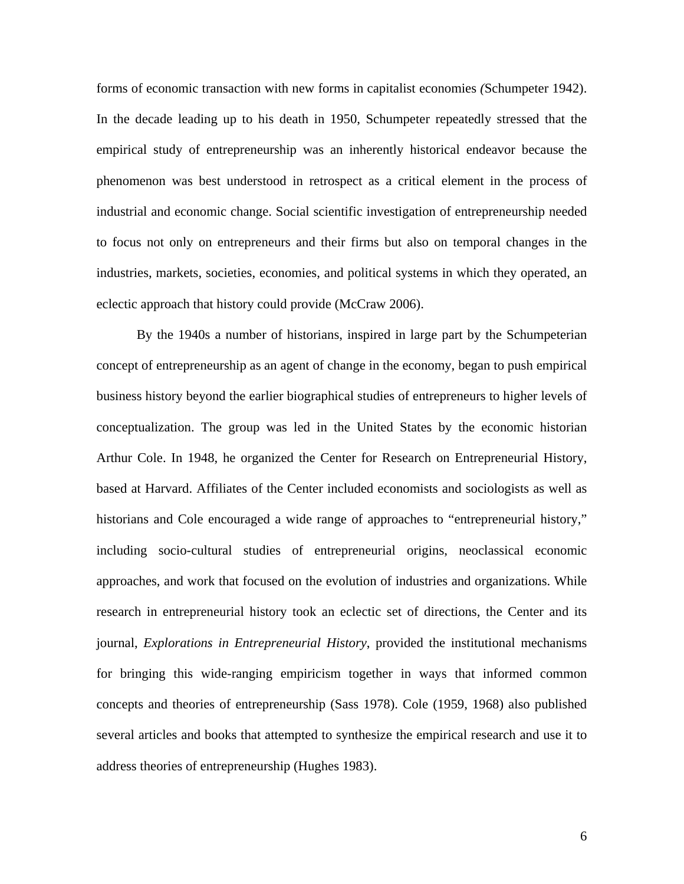forms of economic transaction with new forms in capitalist economies *(*Schumpeter 1942). In the decade leading up to his death in 1950, Schumpeter repeatedly stressed that the empirical study of entrepreneurship was an inherently historical endeavor because the phenomenon was best understood in retrospect as a critical element in the process of industrial and economic change. Social scientific investigation of entrepreneurship needed to focus not only on entrepreneurs and their firms but also on temporal changes in the industries, markets, societies, economies, and political systems in which they operated, an eclectic approach that history could provide (McCraw 2006).

By the 1940s a number of historians, inspired in large part by the Schumpeterian concept of entrepreneurship as an agent of change in the economy, began to push empirical business history beyond the earlier biographical studies of entrepreneurs to higher levels of conceptualization. The group was led in the United States by the economic historian Arthur Cole. In 1948, he organized the Center for Research on Entrepreneurial History, based at Harvard. Affiliates of the Center included economists and sociologists as well as historians and Cole encouraged a wide range of approaches to "entrepreneurial history," including socio-cultural studies of entrepreneurial origins, neoclassical economic approaches, and work that focused on the evolution of industries and organizations. While research in entrepreneurial history took an eclectic set of directions, the Center and its journal, *Explorations in Entrepreneurial History*, provided the institutional mechanisms for bringing this wide-ranging empiricism together in ways that informed common concepts and theories of entrepreneurship (Sass 1978). Cole (1959, 1968) also published several articles and books that attempted to synthesize the empirical research and use it to address theories of entrepreneurship (Hughes 1983).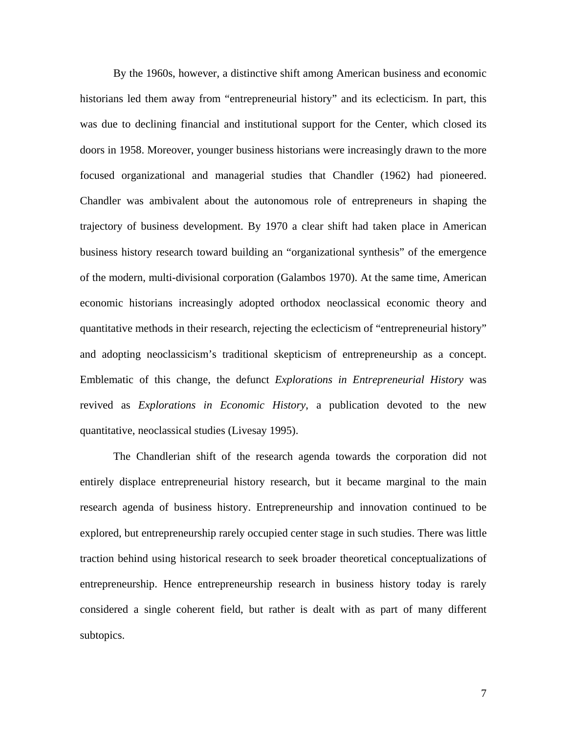By the 1960s, however, a distinctive shift among American business and economic historians led them away from “entrepreneurial history” and its eclecticism. In part, this was due to declining financial and institutional support for the Center, which closed its doors in 1958. Moreover, younger business historians were increasingly drawn to the more focused organizational and managerial studies that Chandler (1962) had pioneered. Chandler was ambivalent about the autonomous role of entrepreneurs in shaping the trajectory of business development. By 1970 a clear shift had taken place in American business history research toward building an “organizational synthesis” of the emergence of the modern, multi-divisional corporation (Galambos 1970). At the same time, American economic historians increasingly adopted orthodox neoclassical economic theory and quantitative methods in their research, rejecting the eclecticism of “entrepreneurial history” and adopting neoclassicism’s traditional skepticism of entrepreneurship as a concept. Emblematic of this change, the defunct *Explorations in Entrepreneurial History* was revived as *Explorations in Economic History*, a publication devoted to the new quantitative, neoclassical studies (Livesay 1995).

The Chandlerian shift of the research agenda towards the corporation did not entirely displace entrepreneurial history research, but it became marginal to the main research agenda of business history. Entrepreneurship and innovation continued to be explored, but entrepreneurship rarely occupied center stage in such studies. There was little traction behind using historical research to seek broader theoretical conceptualizations of entrepreneurship. Hence entrepreneurship research in business history today is rarely considered a single coherent field, but rather is dealt with as part of many different subtopics.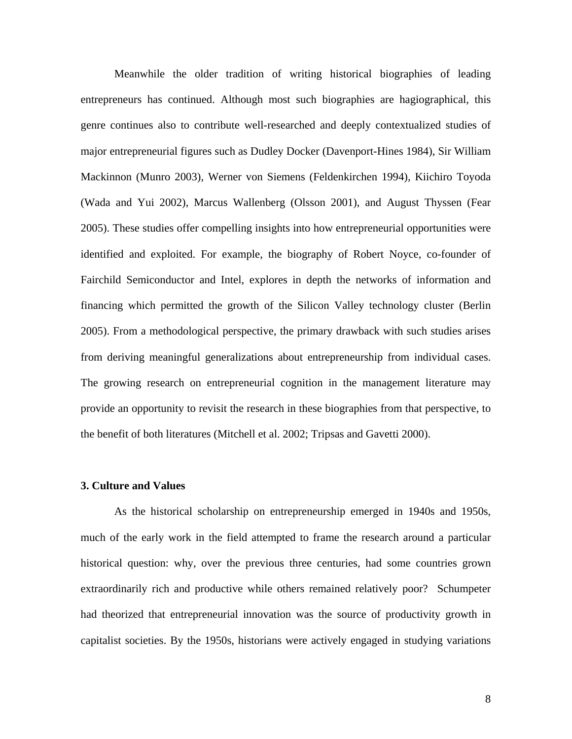Meanwhile the older tradition of writing historical biographies of leading entrepreneurs has continued. Although most such biographies are hagiographical, this genre continues also to contribute well-researched and deeply contextualized studies of major entrepreneurial figures such as Dudley Docker (Davenport-Hines 1984), Sir William Mackinnon (Munro 2003), Werner von Siemens (Feldenkirchen 1994), Kiichiro Toyoda (Wada and Yui 2002), Marcus Wallenberg (Olsson 2001), and August Thyssen (Fear 2005). These studies offer compelling insights into how entrepreneurial opportunities were identified and exploited. For example, the biography of Robert Noyce, co-founder of Fairchild Semiconductor and Intel, explores in depth the networks of information and financing which permitted the growth of the Silicon Valley technology cluster (Berlin 2005). From a methodological perspective, the primary drawback with such studies arises from deriving meaningful generalizations about entrepreneurship from individual cases. The growing research on entrepreneurial cognition in the management literature may provide an opportunity to revisit the research in these biographies from that perspective, to the benefit of both literatures (Mitchell et al. 2002; Tripsas and Gavetti 2000).

### 3. Culture and Values

As the historical scholarship on entrepreneurship emerged in 1940s and 1950s, much of the early work in the field attempted to frame the research around a particular historical question: why, over the previous three centuries, had some countries grown extraordinarily rich and productive while others remained relatively poor? Schumpeter had theorized that entrepreneurial innovation was the source of productivity growth in capitalist societies. By the 1950s, historians were actively engaged in studying variations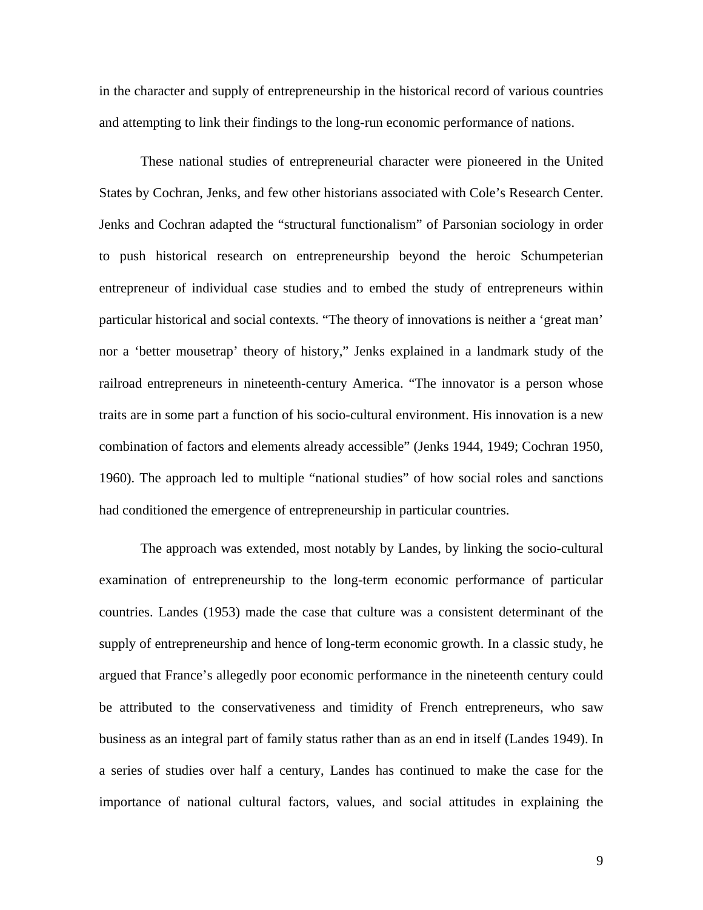in the character and supply of entrepreneurship in the historical record of various countries and attempting to link their findings to the long-run economic performance of nations.

These national studies of entrepreneurial character were pioneered in the United States by Cochran, Jenks, and few other historians associated with Cole's Research Center. Jenks and Cochran adapted the "structural functionalism" of Parsonian sociology in order to push historical research on entrepreneurship beyond the heroic Schumpeterian entrepreneur of individual case studies and to embed the study of entrepreneurs within particular historical and social contexts. "The theory of innovations is neither a 'great man' nor a 'better mousetrap' theory of history," Jenks explained in a landmark study of the railroad entrepreneurs in nineteenth-century America. "The innovator is a person whose traits are in some part a function of his socio-cultural environment. His innovation is a new combination of factors and elements already accessible" (Jenks 1944, 1949; Cochran 1950, 1960). The approach led to multiple "national studies" of how social roles and sanctions had conditioned the emergence of entrepreneurship in particular countries.

The approach was extended, most notably by Landes, by linking the socio-cultural examination of entrepreneurship to the long-term economic performance of particular countries. Landes (1953) made the case that culture was a consistent determinant of the supply of entrepreneurship and hence of long-term economic growth. In a classic study, he argued that France's allegedly poor economic performance in the nineteenth century could be attributed to the conservativeness and timidity of French entrepreneurs, who saw business as an integral part of family status rather than as an end in itself (Landes 1949). In a series of studies over half a century, Landes has continued to make the case for the importance of national cultural factors, values, and social attitudes in explaining the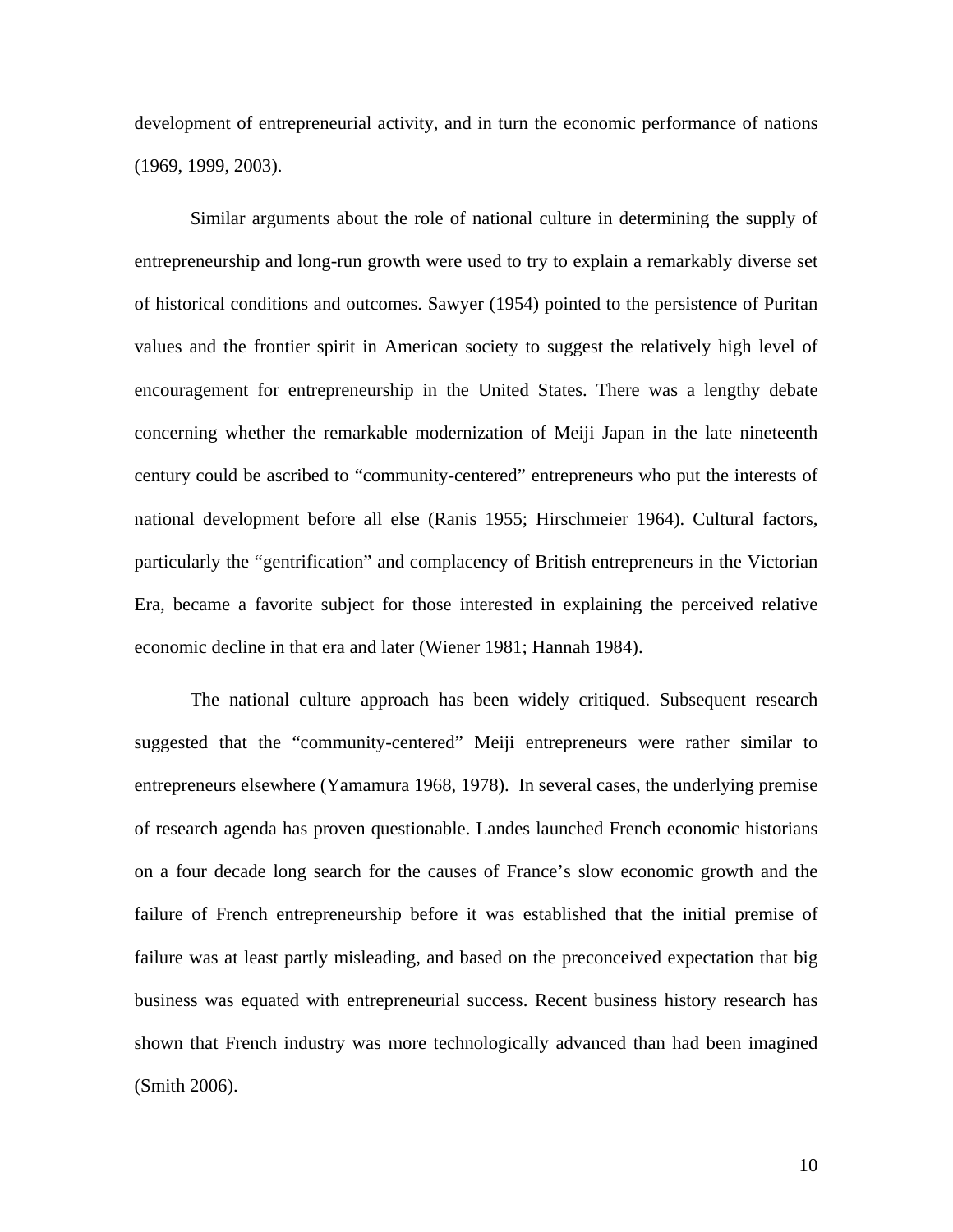development of entrepreneurial activity, and in turn the economic performance of nations (1969, 1999, 2003).

Similar arguments about the role of national culture in determining the supply of entrepreneurship and long-run growth were used to try to explain a remarkably diverse set of historical conditions and outcomes. Sawyer (1954) pointed to the persistence of Puritan values and the frontier spirit in American society to suggest the relatively high level of encouragement for entrepreneurship in the United States. There was a lengthy debate concerning whether the remarkable modernization of Meiji Japan in the late nineteenth century could be ascribed to "community-centered" entrepreneurs who put the interests of national development before all else (Ranis 1955; Hirschmeier 1964). Cultural factors, particularly the "gentrification" and complacency of British entrepreneurs in the Victorian Era, became a favorite subject for those interested in explaining the perceived relative economic decline in that era and later (Wiener 1981; Hannah 1984).

The national culture approach has been widely critiqued. Subsequent research suggested that the "community-centered" Meiji entrepreneurs were rather similar to entrepreneurs elsewhere (Yamamura 1968, 1978). In several cases, the underlying premise of research agenda has proven questionable. Landes launched French economic historians on a four decade long search for the causes of France's slow economic growth and the failure of French entrepreneurship before it was established that the initial premise of failure was at least partly misleading, and based on the preconceived expectation that big business was equated with entrepreneurial success. Recent business history research has shown that French industry was more technologically advanced than had been imagined (Smith 2006).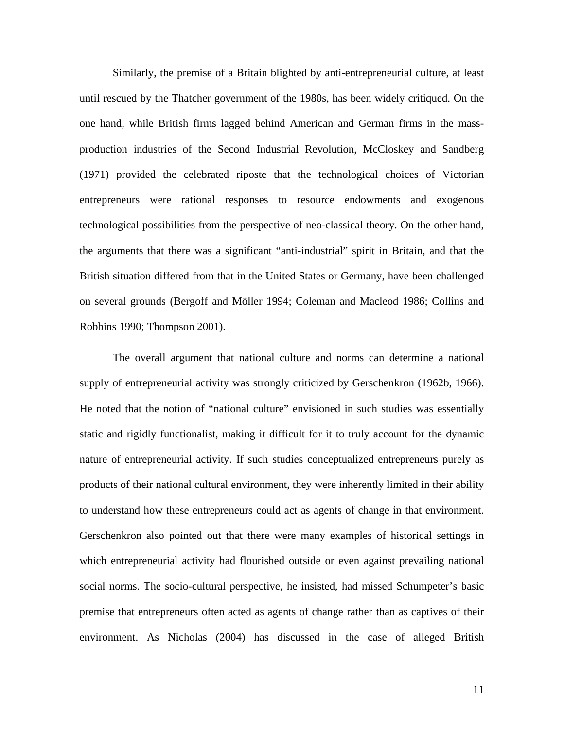Similarly, the premise of a Britain blighted by anti-entrepreneurial culture, at least until rescued by the Thatcher government of the 1980s, has been widely critiqued. On the one hand, while British firms lagged behind American and German firms in the mass-production industries of the Second Industrial Revolution, McCloskey and Sandberg (1971) provided the celebrated riposte that the technological choices of Victorian entrepreneurs were rational responses to resource endowments and exogenous technological possibilities from the perspective of neo-classical theory. On the other hand, the arguments that there was a significant "anti-industrial" spirit in Britain, and that the British situation differed from that in the United States or Germany, have been challenged on several grounds (Bergoff and Möller 1994; Coleman and Macleod 1986; Collins and Robbins 1990; Thompson 2001).

The overall argument that national culture and norms can determine a national supply of entrepreneurial activity was strongly criticized by Gerschenkron (1962b, 1966). He noted that the notion of "national culture" envisioned in such studies was essentially static and rigidly functionalist, making it difficult for it to truly account for the dynamic nature of entrepreneurial activity. If such studies conceptualized entrepreneurs purely as products of their national cultural environment, they were inherently limited in their ability to understand how these entrepreneurs could act as agents of change in that environment. Gerschenkron also pointed out that there were many examples of historical settings in which entrepreneurial activity had flourished outside or even against prevailing national social norms. The socio-cultural perspective, he insisted, had missed Schumpeter's basic premise that entrepreneurs often acted as agents of change rather than as captives of their environment. As Nicholas (2004) has discussed in the case of alleged British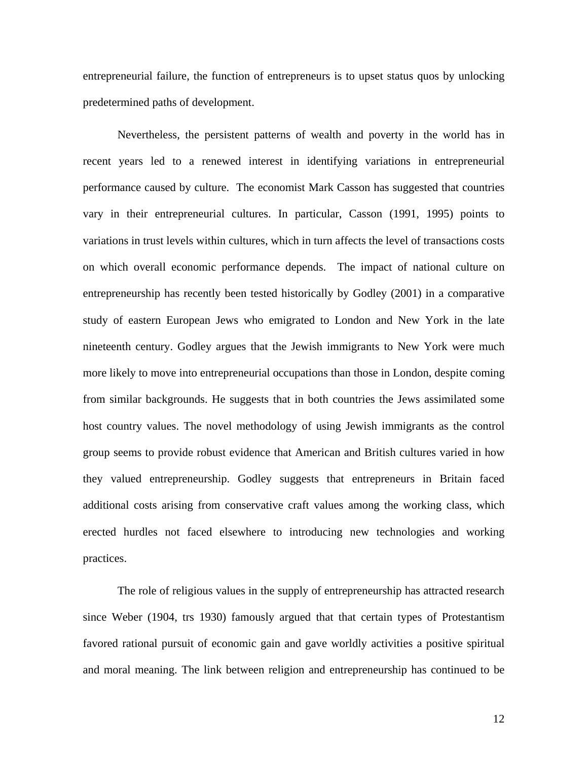entrepreneurial failure, the function of entrepreneurs is to upset status quos by unlocking predetermined paths of development.

Nevertheless, the persistent patterns of wealth and poverty in the world has in recent years led to a renewed interest in identifying variations in entrepreneurial performance caused by culture. The economist Mark Casson has suggested that countries vary in their entrepreneurial cultures. In particular, Casson (1991, 1995) points to variations in trust levels within cultures, which in turn affects the level of transactions costs on which overall economic performance depends. The impact of national culture on entrepreneurship has recently been tested historically by Godley (2001) in a comparative study of eastern European Jews who emigrated to London and New York in the late nineteenth century. Godley argues that the Jewish immigrants to New York were much more likely to move into entrepreneurial occupations than those in London, despite coming from similar backgrounds. He suggests that in both countries the Jews assimilated some host country values. The novel methodology of using Jewish immigrants as the control group seems to provide robust evidence that American and British cultures varied in how they valued entrepreneurship. Godley suggests that entrepreneurs in Britain faced additional costs arising from conservative craft values among the working class, which erected hurdles not faced elsewhere to introducing new technologies and working practices.

The role of religious values in the supply of entrepreneurship has attracted research since Weber (1904, trs 1930) famously argued that that certain types of Protestantism favored rational pursuit of economic gain and gave worldly activities a positive spiritual and moral meaning. The link between religion and entrepreneurship has continued to be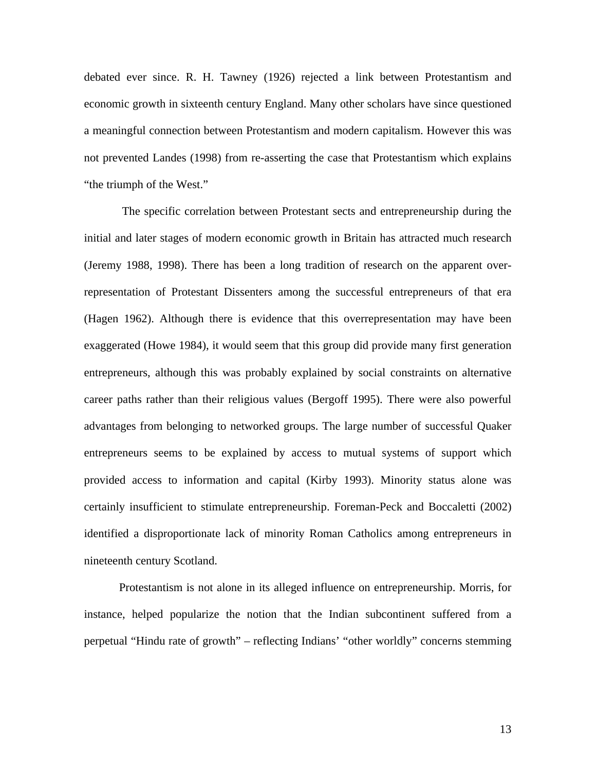debated ever since. R. H. Tawney (1926) rejected a link between Protestantism and economic growth in sixteenth century England. Many other scholars have since questioned a meaningful connection between Protestantism and modern capitalism. However this was not prevented Landes (1998) from re-asserting the case that Protestantism which explains "the triumph of the West."

The specific correlation between Protestant sects and entrepreneurship during the initial and later stages of modern economic growth in Britain has attracted much research (Jeremy 1988, 1998). There has been a long tradition of research on the apparent over-representation of Protestant Dissenters among the successful entrepreneurs of that era (Hagen 1962). Although there is evidence that this overrepresentation may have been exaggerated (Howe 1984), it would seem that this group did provide many first generation entrepreneurs, although this was probably explained by social constraints on alternative career paths rather than their religious values (Bergoff 1995). There were also powerful advantages from belonging to networked groups. The large number of successful Quaker entrepreneurs seems to be explained by access to mutual systems of support which provided access to information and capital (Kirby 1993). Minority status alone was certainly insufficient to stimulate entrepreneurship. Foreman-Peck and Boccaletti (2002) identified a disproportionate lack of minority Roman Catholics among entrepreneurs in nineteenth century Scotland.

Protestantism is not alone in its alleged influence on entrepreneurship. Morris, for instance, helped popularize the notion that the Indian subcontinent suffered from a perpetual "Hindu rate of growth" – reflecting Indians' "other worldly" concerns stemming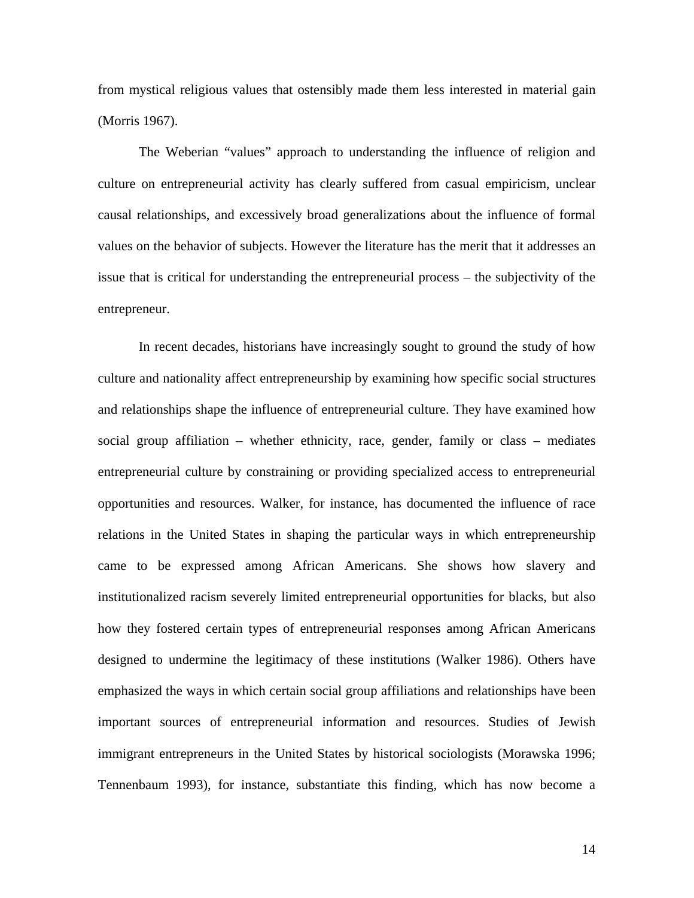from mystical religious values that ostensibly made them less interested in material gain (Morris 1967).

The Weberian "values" approach to understanding the influence of religion and culture on entrepreneurial activity has clearly suffered from casual empiricism, unclear causal relationships, and excessively broad generalizations about the influence of formal values on the behavior of subjects. However the literature has the merit that it addresses an issue that is critical for understanding the entrepreneurial process – the subjectivity of the entrepreneur.

In recent decades, historians have increasingly sought to ground the study of how culture and nationality affect entrepreneurship by examining how specific social structures and relationships shape the influence of entrepreneurial culture. They have examined how social group affiliation – whether ethnicity, race, gender, family or class – mediates entrepreneurial culture by constraining or providing specialized access to entrepreneurial opportunities and resources. Walker, for instance, has documented the influence of race relations in the United States in shaping the particular ways in which entrepreneurship came to be expressed among African Americans. She shows how slavery and institutionalized racism severely limited entrepreneurial opportunities for blacks, but also how they fostered certain types of entrepreneurial responses among African Americans designed to undermine the legitimacy of these institutions (Walker 1986). Others have emphasized the ways in which certain social group affiliations and relationships have been important sources of entrepreneurial information and resources. Studies of Jewish immigrant entrepreneurs in the United States by historical sociologists (Morawska 1996; Tennenbaum 1993), for instance, substantiate this finding, which has now become a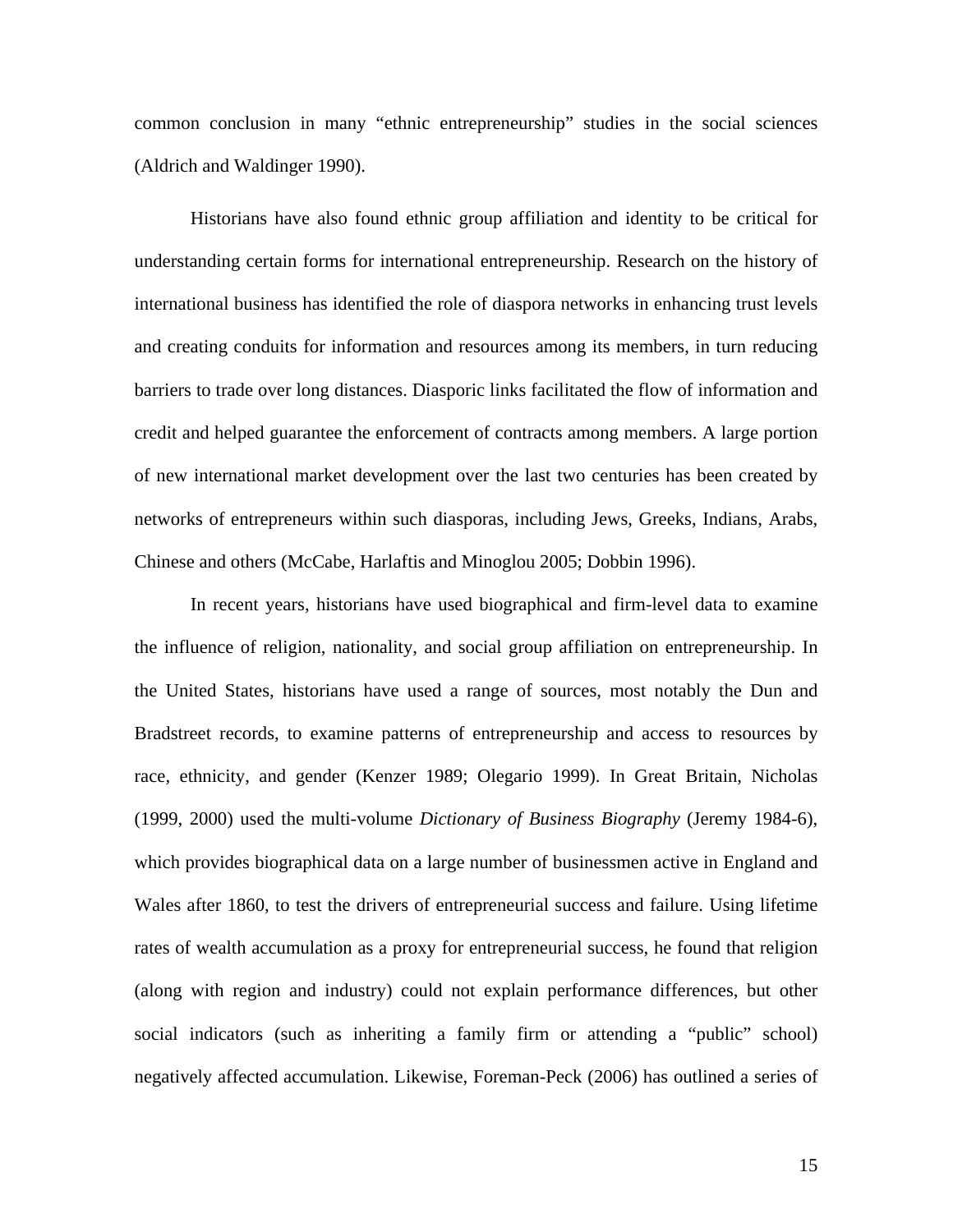common conclusion in many "ethnic entrepreneurship" studies in the social sciences (Aldrich and Waldinger 1990).

Historians have also found ethnic group affiliation and identity to be critical for understanding certain forms for international entrepreneurship. Research on the history of international business has identified the role of diaspora networks in enhancing trust levels and creating conduits for information and resources among its members, in turn reducing barriers to trade over long distances. Diasporic links facilitated the flow of information and credit and helped guarantee the enforcement of contracts among members. A large portion of new international market development over the last two centuries has been created by networks of entrepreneurs within such diasporas, including Jews, Greeks, Indians, Arabs, Chinese and others (McCabe, Harlaftis and Minoglou 2005; Dobbin 1996).

In recent years, historians have used biographical and firm-level data to examine the influence of religion, nationality, and social group affiliation on entrepreneurship. In the United States, historians have used a range of sources, most notably the Dun and Bradstreet records, to examine patterns of entrepreneurship and access to resources by race, ethnicity, and gender (Kenzer 1989; Olegario 1999). In Great Britain, Nicholas (1999, 2000) used the multi-volume *Dictionary of Business Biography* (Jeremy 1984-6), which provides biographical data on a large number of businessmen active in England and Wales after 1860, to test the drivers of entrepreneurial success and failure. Using lifetime rates of wealth accumulation as a proxy for entrepreneurial success, he found that religion (along with region and industry) could not explain performance differences, but other social indicators (such as inheriting a family firm or attending a "public" school) negatively affected accumulation. Likewise, Foreman-Peck (2006) has outlined a series of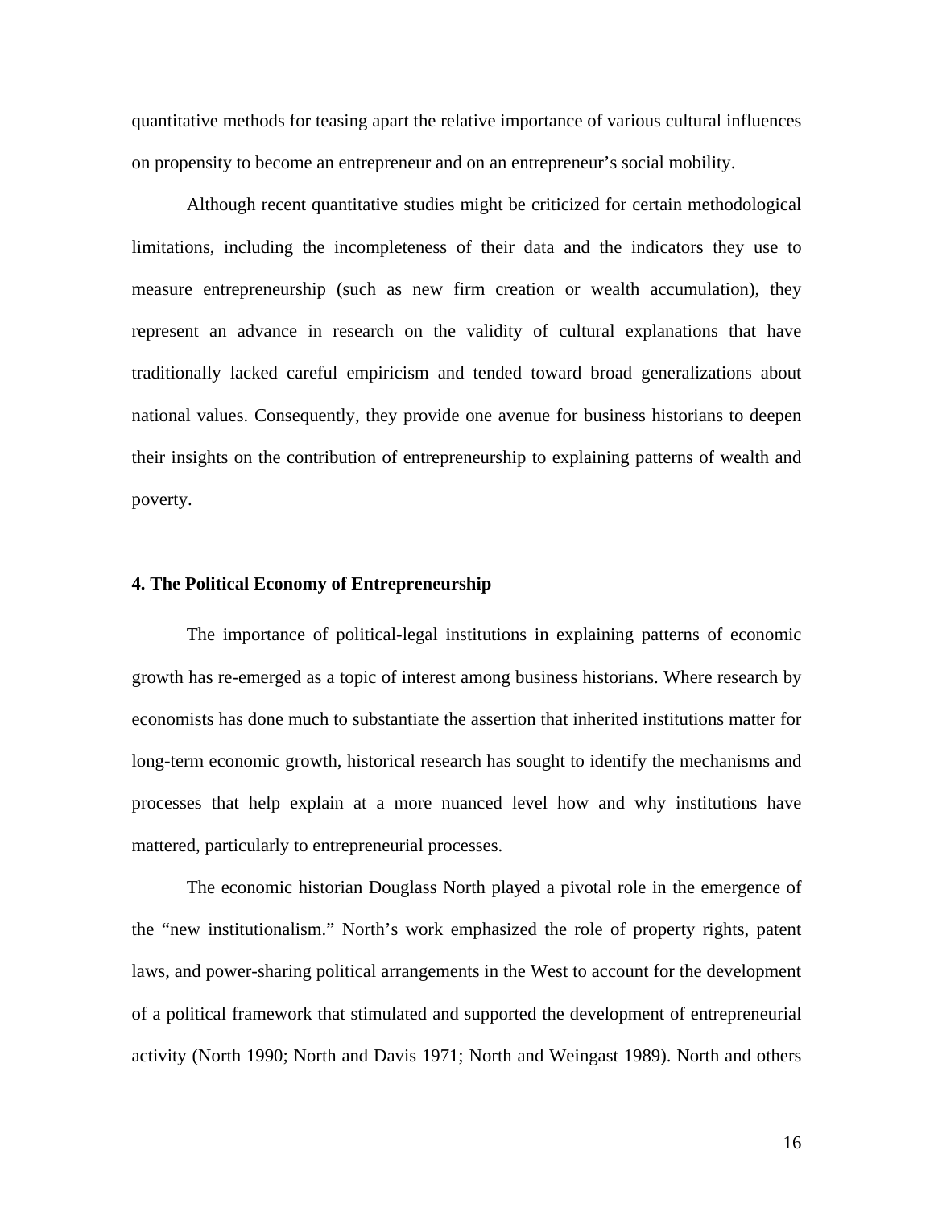quantitative methods for teasing apart the relative importance of various cultural influences on propensity to become an entrepreneur and on an entrepreneur's social mobility.

Although recent quantitative studies might be criticized for certain methodological limitations, including the incompleteness of their data and the indicators they use to measure entrepreneurship (such as new firm creation or wealth accumulation), they represent an advance in research on the validity of cultural explanations that have traditionally lacked careful empiricism and tended toward broad generalizations about national values. Consequently, they provide one avenue for business historians to deepen their insights on the contribution of entrepreneurship to explaining patterns of wealth and poverty.

## 4. The Political Economy of Entrepreneurship

The importance of political-legal institutions in explaining patterns of economic growth has re-emerged as a topic of interest among business historians. Where research by economists has done much to substantiate the assertion that inherited institutions matter for long-term economic growth, historical research has sought to identify the mechanisms and processes that help explain at a more nuanced level how and why institutions have mattered, particularly to entrepreneurial processes.

The economic historian Douglass North played a pivotal role in the emergence of the "new institutionalism." North's work emphasized the role of property rights, patent laws, and power-sharing political arrangements in the West to account for the development of a political framework that stimulated and supported the development of entrepreneurial activity (North 1990; North and Davis 1971; North and Weingast 1989). North and others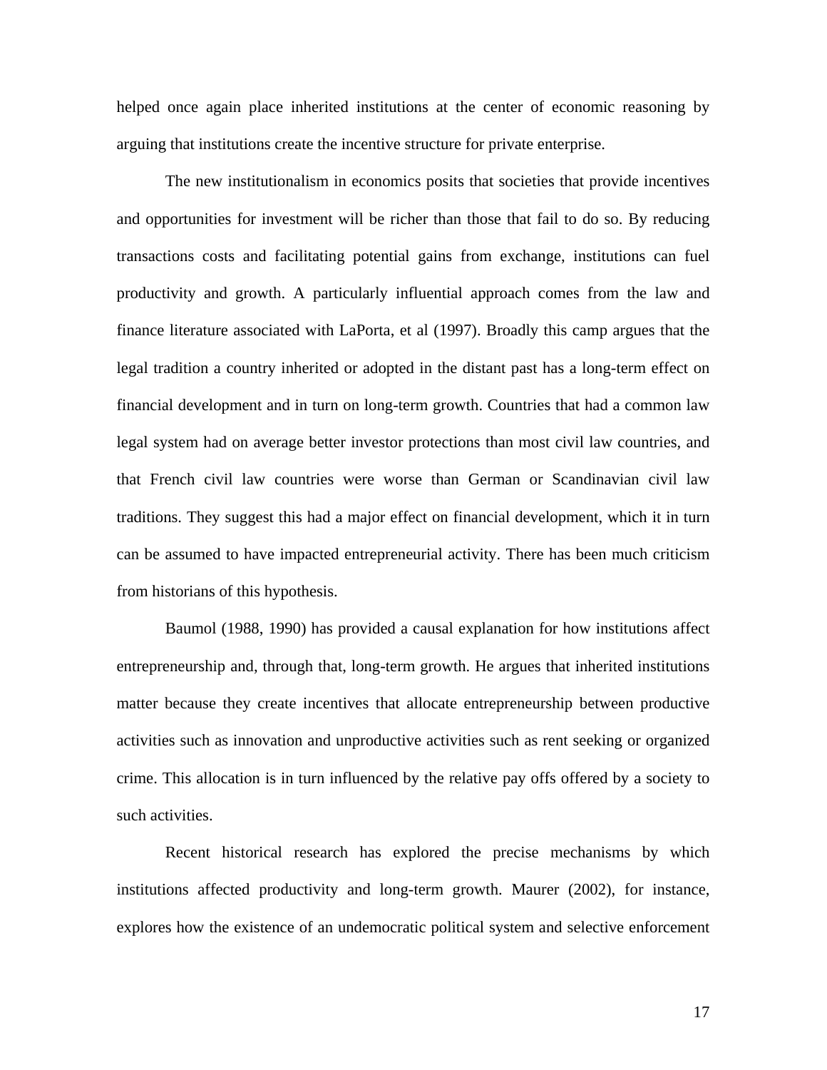helped once again place inherited institutions at the center of economic reasoning by arguing that institutions create the incentive structure for private enterprise.

The new institutionalism in economics posits that societies that provide incentives and opportunities for investment will be richer than those that fail to do so. By reducing transactions costs and facilitating potential gains from exchange, institutions can fuel productivity and growth. A particularly influential approach comes from the law and finance literature associated with LaPorta, et al (1997). Broadly this camp argues that the legal tradition a country inherited or adopted in the distant past has a long-term effect on financial development and in turn on long-term growth. Countries that had a common law legal system had on average better investor protections than most civil law countries, and that French civil law countries were worse than German or Scandinavian civil law traditions. They suggest this had a major effect on financial development, which it in turn can be assumed to have impacted entrepreneurial activity. There has been much criticism from historians of this hypothesis.

Baumol (1988, 1990) has provided a causal explanation for how institutions affect entrepreneurship and, through that, long-term growth. He argues that inherited institutions matter because they create incentives that allocate entrepreneurship between productive activities such as innovation and unproductive activities such as rent seeking or organized crime. This allocation is in turn influenced by the relative pay offs offered by a society to such activities.

Recent historical research has explored the precise mechanisms by which institutions affected productivity and long-term growth. Maurer (2002), for instance, explores how the existence of an undemocratic political system and selective enforcement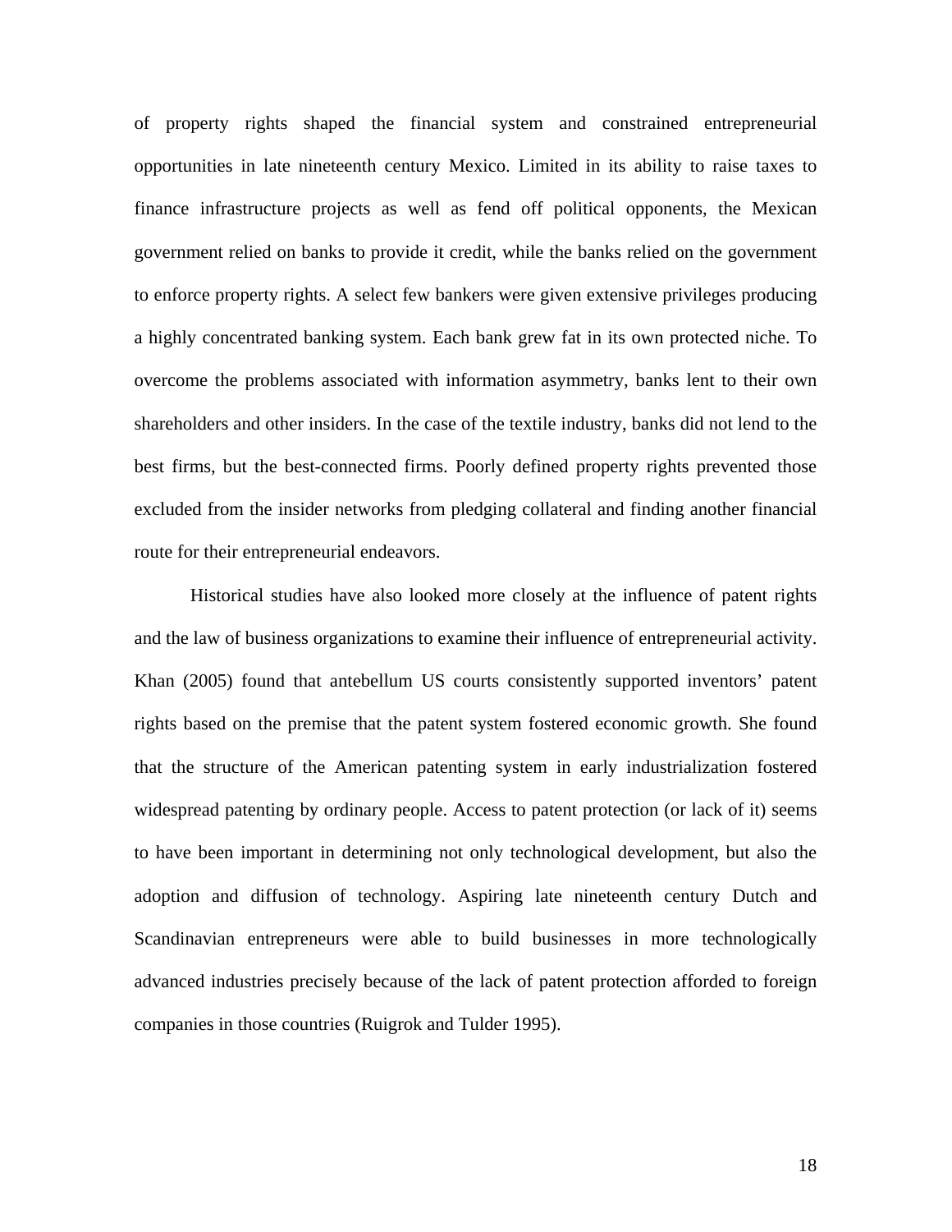of property rights shaped the financial system and constrained entrepreneurial opportunities in late nineteenth century Mexico. Limited in its ability to raise taxes to finance infrastructure projects as well as fend off political opponents, the Mexican government relied on banks to provide it credit, while the banks relied on the government to enforce property rights. A select few bankers were given extensive privileges producing a highly concentrated banking system. Each bank grew fat in its own protected niche. To overcome the problems associated with information asymmetry, banks lent to their own shareholders and other insiders. In the case of the textile industry, banks did not lend to the best firms, but the best-connected firms. Poorly defined property rights prevented those excluded from the insider networks from pledging collateral and finding another financial route for their entrepreneurial endeavors.

Historical studies have also looked more closely at the influence of patent rights and the law of business organizations to examine their influence of entrepreneurial activity. Khan (2005) found that antebellum US courts consistently supported inventors' patent rights based on the premise that the patent system fostered economic growth. She found that the structure of the American patenting system in early industrialization fostered widespread patenting by ordinary people. Access to patent protection (or lack of it) seems to have been important in determining not only technological development, but also the adoption and diffusion of technology. Aspiring late nineteenth century Dutch and Scandinavian entrepreneurs were able to build businesses in more technologically advanced industries precisely because of the lack of patent protection afforded to foreign companies in those countries (Ruigrok and Tulder 1995).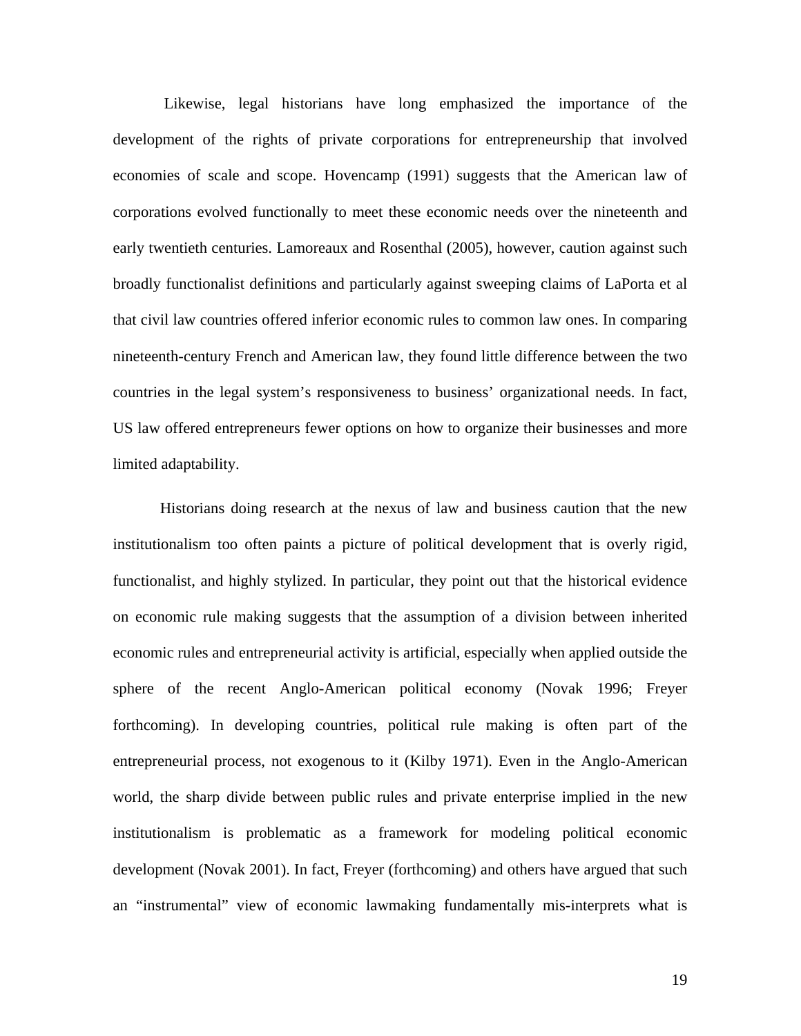Likewise, legal historians have long emphasized the importance of the development of the rights of private corporations for entrepreneurship that involved economies of scale and scope. Hovencamp (1991) suggests that the American law of corporations evolved functionally to meet these economic needs over the nineteenth and early twentieth centuries. Lamoreaux and Rosenthal (2005), however, caution against such broadly functionalist definitions and particularly against sweeping claims of LaPorta et al that civil law countries offered inferior economic rules to common law ones. In comparing nineteenth-century French and American law, they found little difference between the two countries in the legal system's responsiveness to business' organizational needs. In fact, US law offered entrepreneurs fewer options on how to organize their businesses and more limited adaptability.

Historians doing research at the nexus of law and business caution that the new institutionalism too often paints a picture of political development that is overly rigid, functionalist, and highly stylized. In particular, they point out that the historical evidence on economic rule making suggests that the assumption of a division between inherited economic rules and entrepreneurial activity is artificial, especially when applied outside the sphere of the recent Anglo-American political economy (Novak 1996; Freyer forthcoming). In developing countries, political rule making is often part of the entrepreneurial process, not exogenous to it (Kilby 1971). Even in the Anglo-American world, the sharp divide between public rules and private enterprise implied in the new institutionalism is problematic as a framework for modeling political economic development (Novak 2001). In fact, Freyer (forthcoming) and others have argued that such an "instrumental" view of economic lawmaking fundamentally mis-interprets what is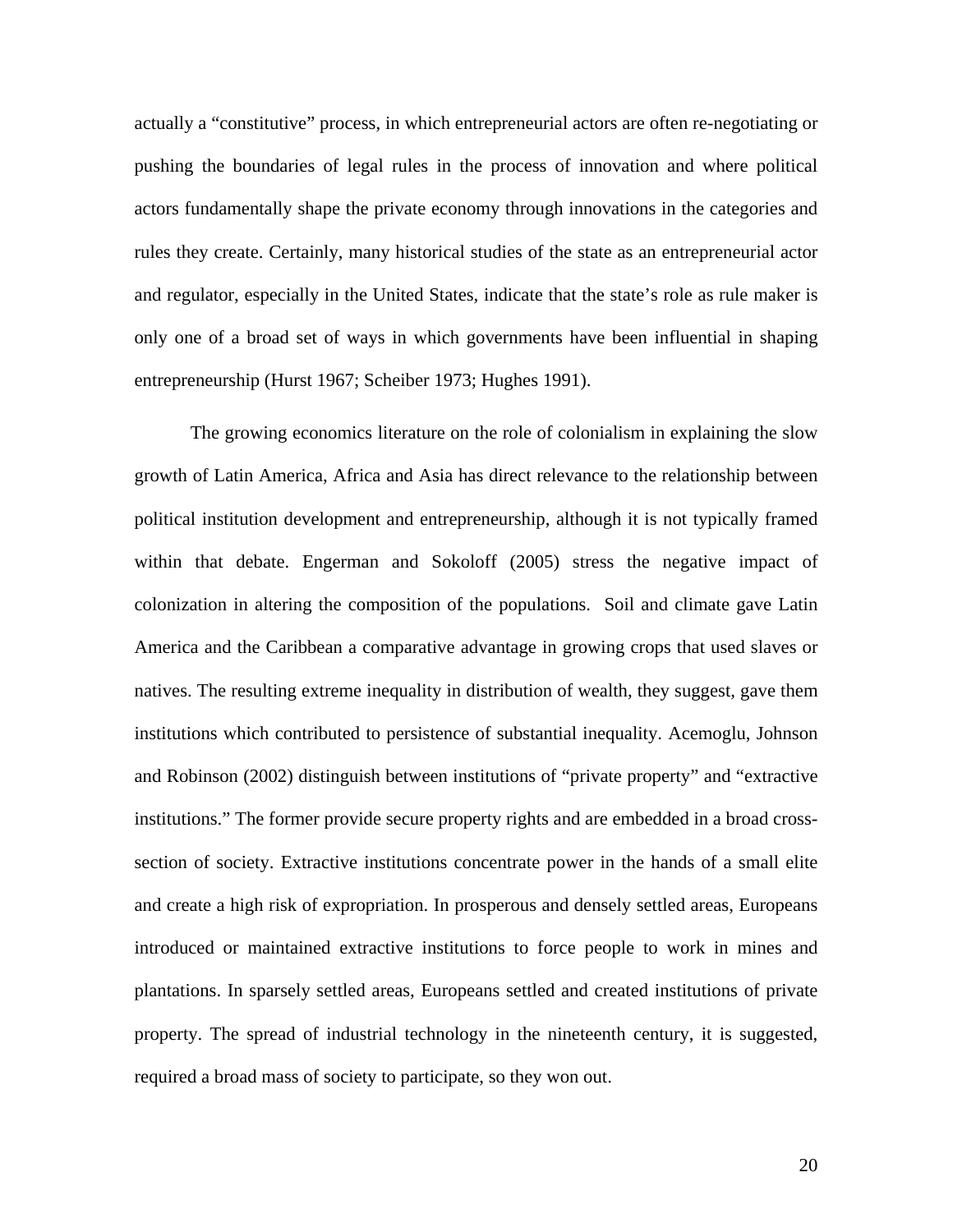actually a “constitutive” process, in which entrepreneurial actors are often re-negotiating or pushing the boundaries of legal rules in the process of innovation and where political actors fundamentally shape the private economy through innovations in the categories and rules they create. Certainly, many historical studies of the state as an entrepreneurial actor and regulator, especially in the United States, indicate that the state’s role as rule maker is only one of a broad set of ways in which governments have been influential in shaping entrepreneurship (Hurst 1967; Scheiber 1973; Hughes 1991).

The growing economics literature on the role of colonialism in explaining the slow growth of Latin America, Africa and Asia has direct relevance to the relationship between political institution development and entrepreneurship, although it is not typically framed within that debate. Engerman and Sokoloff (2005) stress the negative impact of colonization in altering the composition of the populations. Soil and climate gave Latin America and the Caribbean a comparative advantage in growing crops that used slaves or natives. The resulting extreme inequality in distribution of wealth, they suggest, gave them institutions which contributed to persistence of substantial inequality. Acemoglu, Johnson and Robinson (2002) distinguish between institutions of “private property” and “extractive institutions.” The former provide secure property rights and are embedded in a broad cross-section of society. Extractive institutions concentrate power in the hands of a small elite and create a high risk of expropriation. In prosperous and densely settled areas, Europeans introduced or maintained extractive institutions to force people to work in mines and plantations. In sparsely settled areas, Europeans settled and created institutions of private property. The spread of industrial technology in the nineteenth century, it is suggested, required a broad mass of society to participate, so they won out.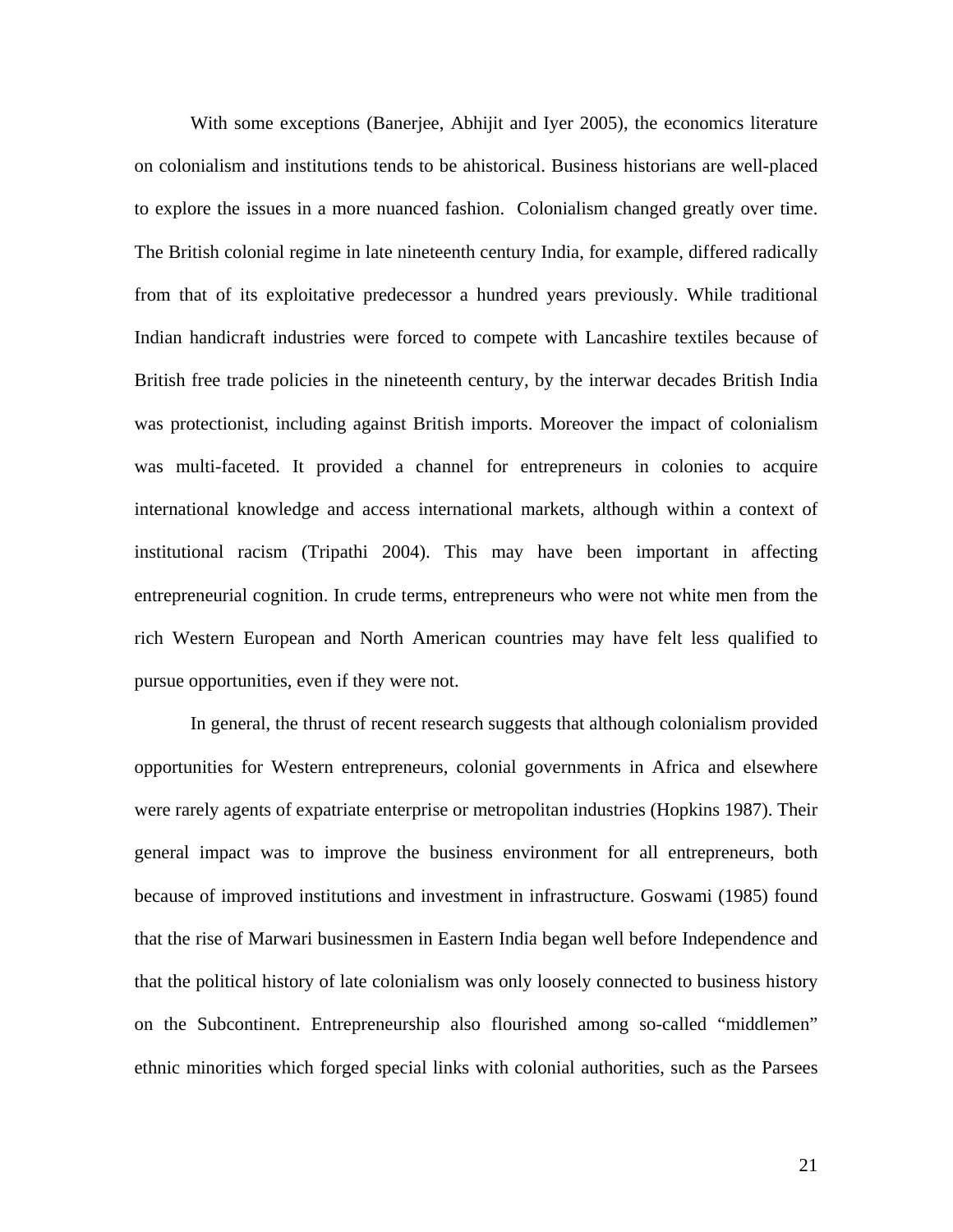With some exceptions (Banerjee, Abhijit and Iyer 2005), the economics literature on colonialism and institutions tends to be ahistorical. Business historians are well-placed to explore the issues in a more nuanced fashion. Colonialism changed greatly over time. The British colonial regime in late nineteenth century India, for example, differed radically from that of its exploitative predecessor a hundred years previously. While traditional Indian handicraft industries were forced to compete with Lancashire textiles because of British free trade policies in the nineteenth century, by the interwar decades British India was protectionist, including against British imports. Moreover the impact of colonialism was multi-faceted. It provided a channel for entrepreneurs in colonies to acquire international knowledge and access international markets, although within a context of institutional racism (Tripathi 2004). This may have been important in affecting entrepreneurial cognition. In crude terms, entrepreneurs who were not white men from the rich Western European and North American countries may have felt less qualified to pursue opportunities, even if they were not.

In general, the thrust of recent research suggests that although colonialism provided opportunities for Western entrepreneurs, colonial governments in Africa and elsewhere were rarely agents of expatriate enterprise or metropolitan industries (Hopkins 1987). Their general impact was to improve the business environment for all entrepreneurs, both because of improved institutions and investment in infrastructure. Goswami (1985) found that the rise of Marwari businessmen in Eastern India began well before Independence and that the political history of late colonialism was only loosely connected to business history on the Subcontinent. Entrepreneurship also flourished among so-called "middlemen" ethnic minorities which forged special links with colonial authorities, such as the Parsees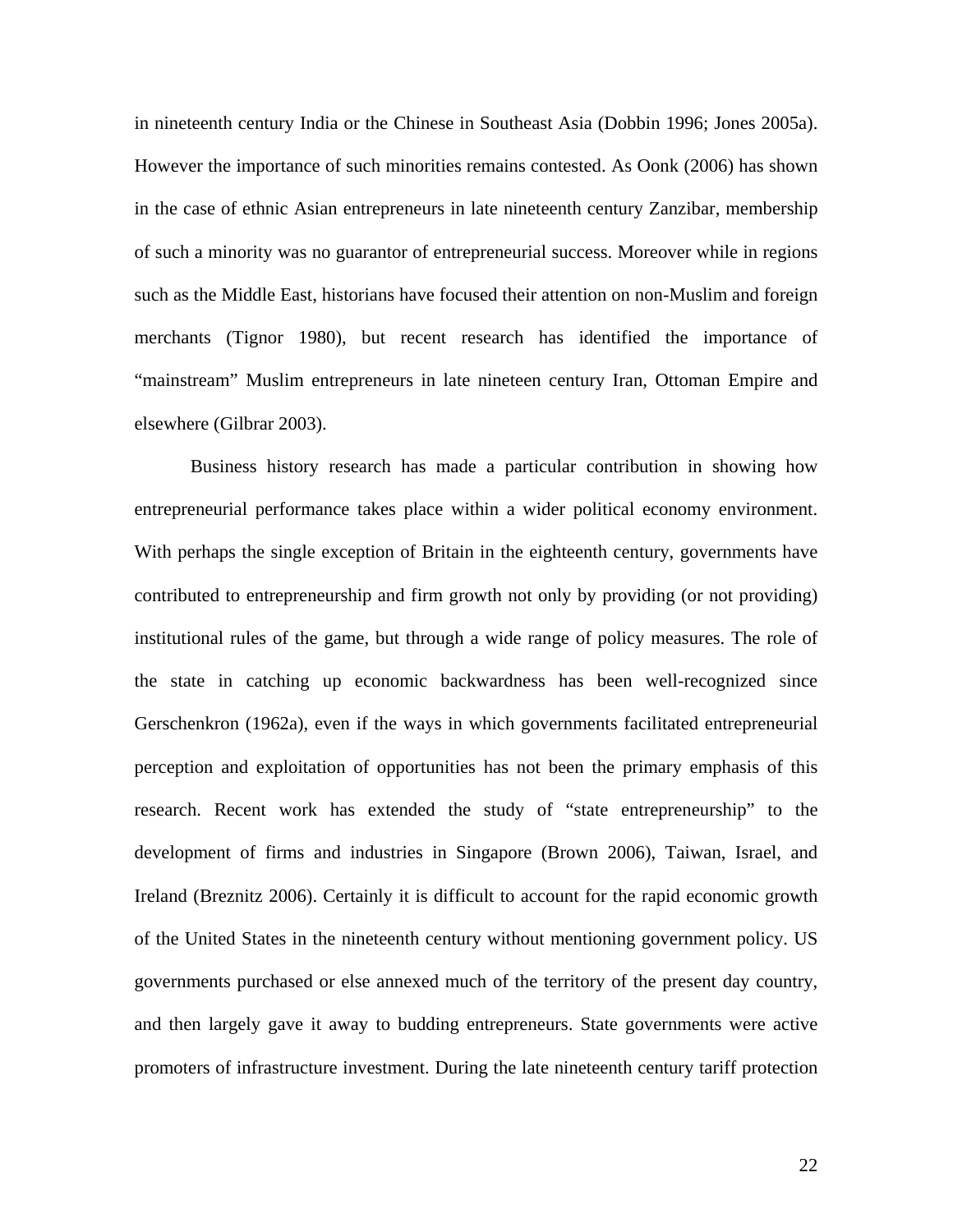in nineteenth century India or the Chinese in Southeast Asia (Dobbin 1996; Jones 2005a). However the importance of such minorities remains contested. As Oonk (2006) has shown in the case of ethnic Asian entrepreneurs in late nineteenth century Zanzibar, membership of such a minority was no guarantor of entrepreneurial success. Moreover while in regions such as the Middle East, historians have focused their attention on non-Muslim and foreign merchants (Tignor 1980), but recent research has identified the importance of "mainstream" Muslim entrepreneurs in late nineteen century Iran, Ottoman Empire and elsewhere (Gilbrar 2003).

Business history research has made a particular contribution in showing how entrepreneurial performance takes place within a wider political economy environment. With perhaps the single exception of Britain in the eighteenth century, governments have contributed to entrepreneurship and firm growth not only by providing (or not providing) institutional rules of the game, but through a wide range of policy measures. The role of the state in catching up economic backwardness has been well-recognized since Gerschenkron (1962a), even if the ways in which governments facilitated entrepreneurial perception and exploitation of opportunities has not been the primary emphasis of this research. Recent work has extended the study of "state entrepreneurship" to the development of firms and industries in Singapore (Brown 2006), Taiwan, Israel, and Ireland (Breznitz 2006). Certainly it is difficult to account for the rapid economic growth of the United States in the nineteenth century without mentioning government policy. US governments purchased or else annexed much of the territory of the present day country, and then largely gave it away to budding entrepreneurs. State governments were active promoters of infrastructure investment. During the late nineteenth century tariff protection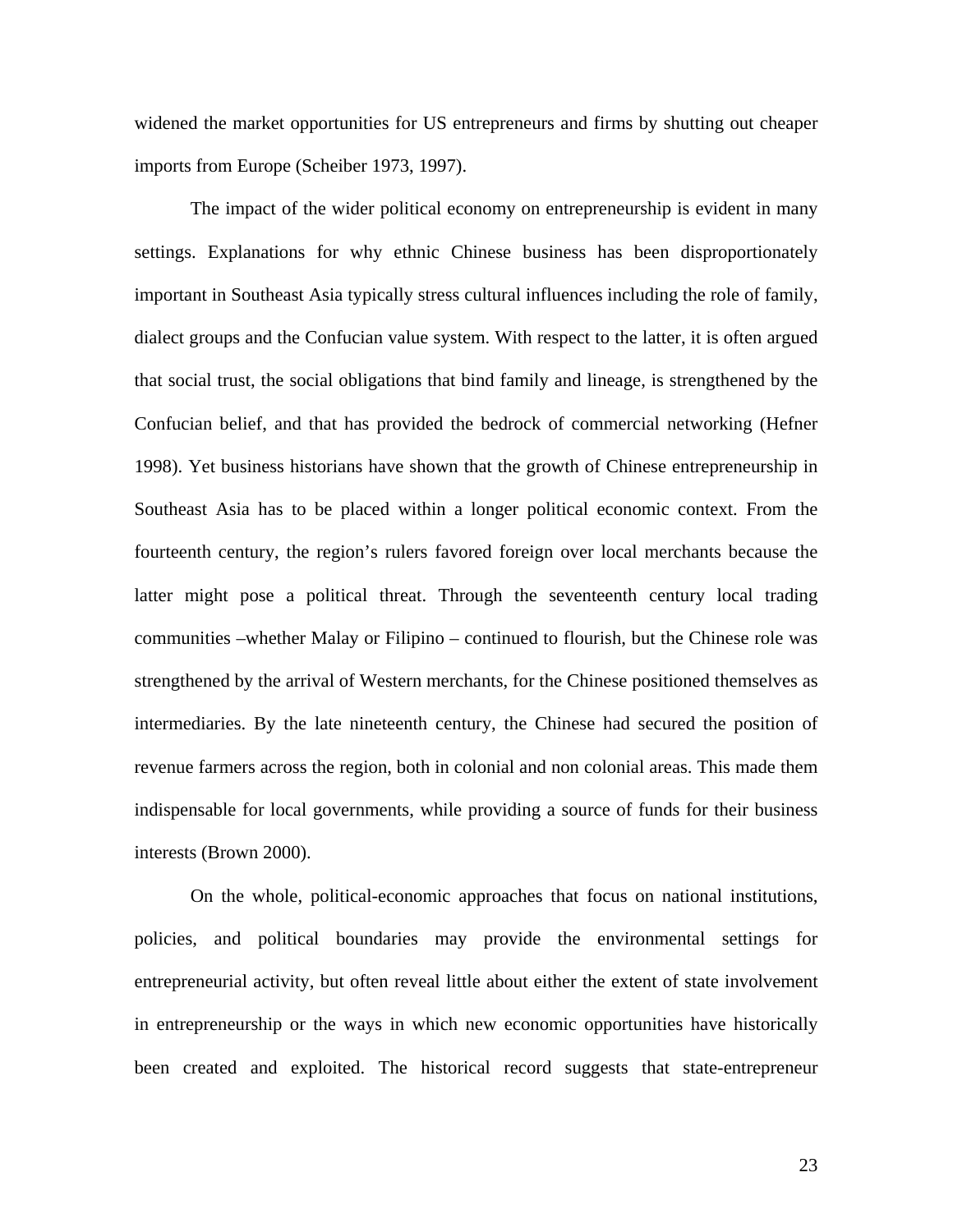widened the market opportunities for US entrepreneurs and firms by shutting out cheaper imports from Europe (Scheiber 1973, 1997).

The impact of the wider political economy on entrepreneurship is evident in many settings. Explanations for why ethnic Chinese business has been disproportionately important in Southeast Asia typically stress cultural influences including the role of family, dialect groups and the Confucian value system. With respect to the latter, it is often argued that social trust, the social obligations that bind family and lineage, is strengthened by the Confucian belief, and that has provided the bedrock of commercial networking (Hefner 1998). Yet business historians have shown that the growth of Chinese entrepreneurship in Southeast Asia has to be placed within a longer political economic context. From the fourteenth century, the region's rulers favored foreign over local merchants because the latter might pose a political threat. Through the seventeenth century local trading communities –whether Malay or Filipino – continued to flourish, but the Chinese role was strengthened by the arrival of Western merchants, for the Chinese positioned themselves as intermediaries. By the late nineteenth century, the Chinese had secured the position of revenue farmers across the region, both in colonial and non colonial areas. This made them indispensable for local governments, while providing a source of funds for their business interests (Brown 2000).

On the whole, political-economic approaches that focus on national institutions, policies, and political boundaries may provide the environmental settings for entrepreneurial activity, but often reveal little about either the extent of state involvement in entrepreneurship or the ways in which new economic opportunities have historically been created and exploited. The historical record suggests that state-entrepreneur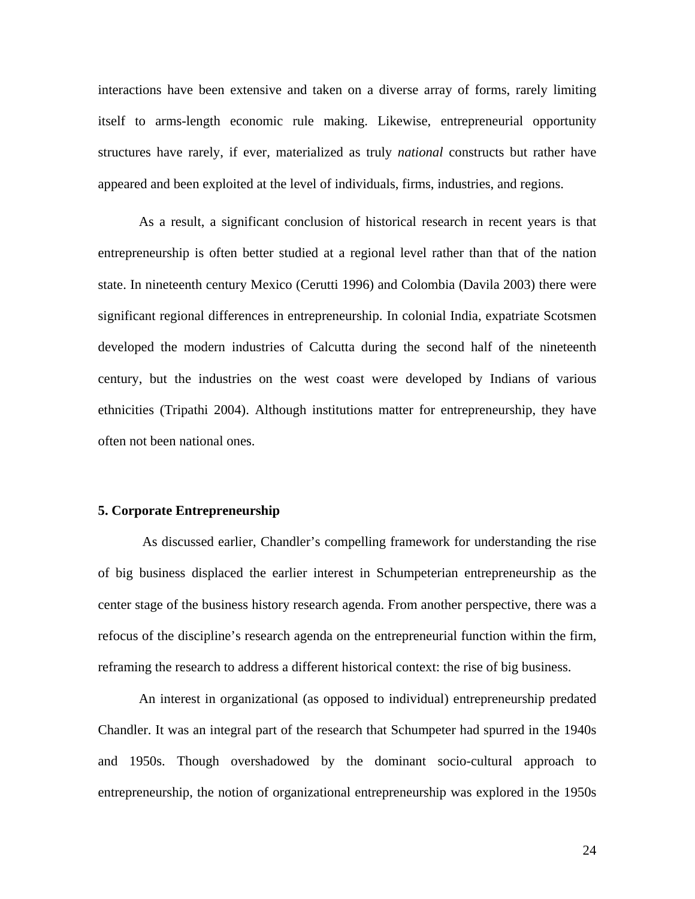interactions have been extensive and taken on a diverse array of forms, rarely limiting itself to arms-length economic rule making. Likewise, entrepreneurial opportunity structures have rarely, if ever, materialized as truly *national* constructs but rather have appeared and been exploited at the level of individuals, firms, industries, and regions.

As a result, a significant conclusion of historical research in recent years is that entrepreneurship is often better studied at a regional level rather than that of the nation state. In nineteenth century Mexico (Cerutti 1996) and Colombia (Davila 2003) there were significant regional differences in entrepreneurship. In colonial India, expatriate Scotsmen developed the modern industries of Calcutta during the second half of the nineteenth century, but the industries on the west coast were developed by Indians of various ethnicities (Tripathi 2004). Although institutions matter for entrepreneurship, they have often not been national ones.

## 5. Corporate Entrepreneurship

As discussed earlier, Chandler's compelling framework for understanding the rise of big business displaced the earlier interest in Schumpeterian entrepreneurship as the center stage of the business history research agenda. From another perspective, there was a refocus of the discipline's research agenda on the entrepreneurial function within the firm, reframing the research to address a different historical context: the rise of big business.

An interest in organizational (as opposed to individual) entrepreneurship predated Chandler. It was an integral part of the research that Schumpeter had spurred in the 1940s and 1950s. Though overshadowed by the dominant socio-cultural approach to entrepreneurship, the notion of organizational entrepreneurship was explored in the 1950s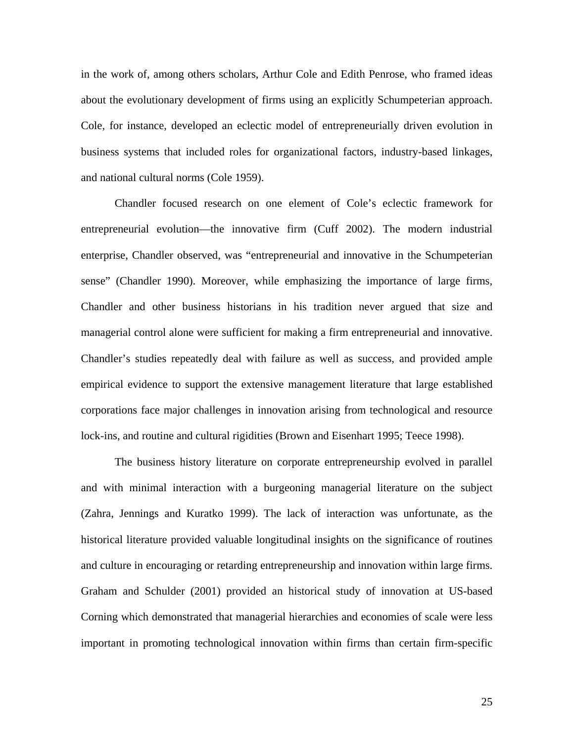in the work of, among others scholars, Arthur Cole and Edith Penrose, who framed ideas about the evolutionary development of firms using an explicitly Schumpeterian approach. Cole, for instance, developed an eclectic model of entrepreneurially driven evolution in business systems that included roles for organizational factors, industry-based linkages, and national cultural norms (Cole 1959).

Chandler focused research on one element of Cole's eclectic framework for entrepreneurial evolution—the innovative firm (Cuff 2002). The modern industrial enterprise, Chandler observed, was "entrepreneurial and innovative in the Schumpeterian sense" (Chandler 1990). Moreover, while emphasizing the importance of large firms, Chandler and other business historians in his tradition never argued that size and managerial control alone were sufficient for making a firm entrepreneurial and innovative. Chandler's studies repeatedly deal with failure as well as success, and provided ample empirical evidence to support the extensive management literature that large established corporations face major challenges in innovation arising from technological and resource lock-ins, and routine and cultural rigidities (Brown and Eisenhart 1995; Teece 1998).

The business history literature on corporate entrepreneurship evolved in parallel and with minimal interaction with a burgeoning managerial literature on the subject (Zahra, Jennings and Kuratko 1999). The lack of interaction was unfortunate, as the historical literature provided valuable longitudinal insights on the significance of routines and culture in encouraging or retarding entrepreneurship and innovation within large firms. Graham and Schulder (2001) provided an historical study of innovation at US-based Corning which demonstrated that managerial hierarchies and economies of scale were less important in promoting technological innovation within firms than certain firm-specific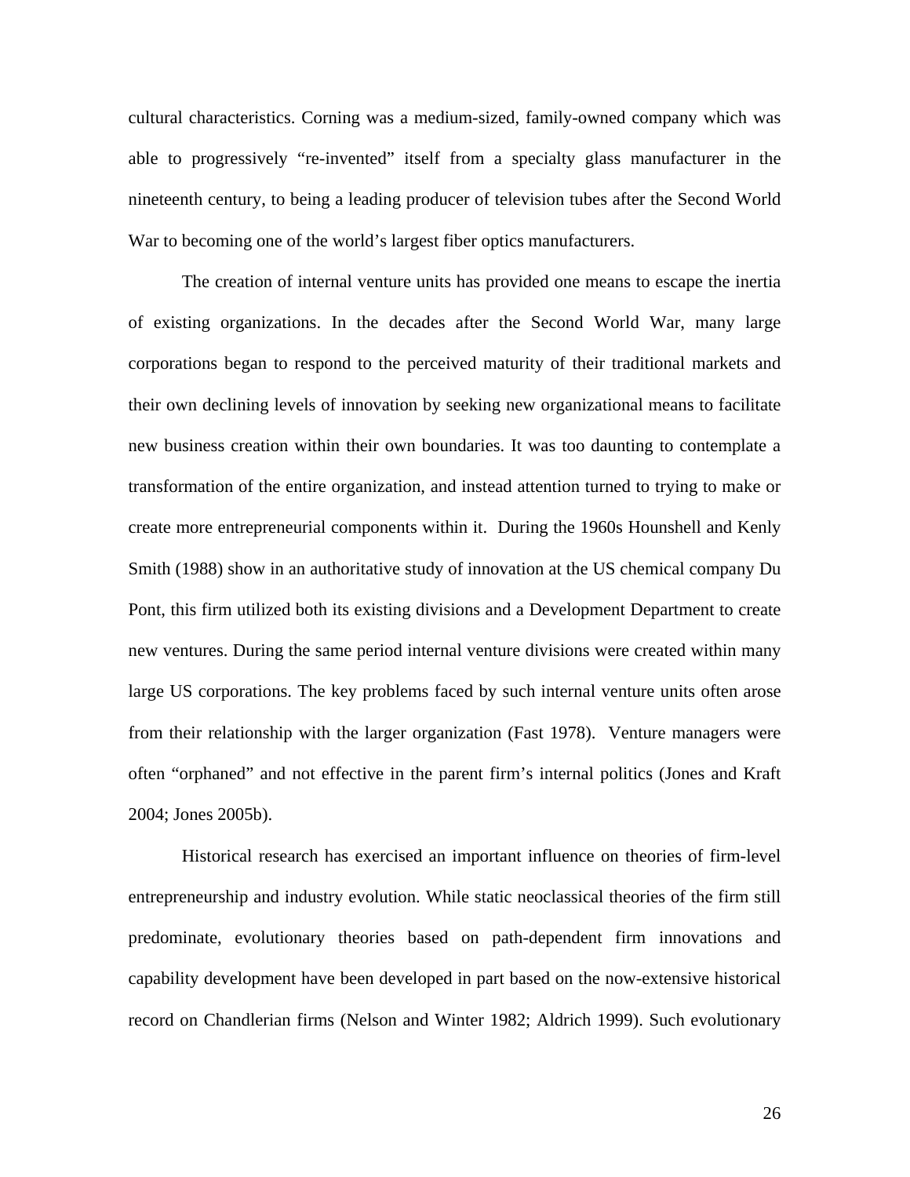cultural characteristics. Corning was a medium-sized, family-owned company which was able to progressively "re-invented" itself from a specialty glass manufacturer in the nineteenth century, to being a leading producer of television tubes after the Second World War to becoming one of the world's largest fiber optics manufacturers.

The creation of internal venture units has provided one means to escape the inertia of existing organizations. In the decades after the Second World War, many large corporations began to respond to the perceived maturity of their traditional markets and their own declining levels of innovation by seeking new organizational means to facilitate new business creation within their own boundaries. It was too daunting to contemplate a transformation of the entire organization, and instead attention turned to trying to make or create more entrepreneurial components within it. During the 1960s Hounshell and Kenly Smith (1988) show in an authoritative study of innovation at the US chemical company Du Pont, this firm utilized both its existing divisions and a Development Department to create new ventures. During the same period internal venture divisions were created within many large US corporations. The key problems faced by such internal venture units often arose from their relationship with the larger organization (Fast 1978). Venture managers were often "orphaned" and not effective in the parent firm's internal politics (Jones and Kraft 2004; Jones 2005b).

Historical research has exercised an important influence on theories of firm-level entrepreneurship and industry evolution. While static neoclassical theories of the firm still predominate, evolutionary theories based on path-dependent firm innovations and capability development have been developed in part based on the now-extensive historical record on Chandlerian firms (Nelson and Winter 1982; Aldrich 1999). Such evolutionary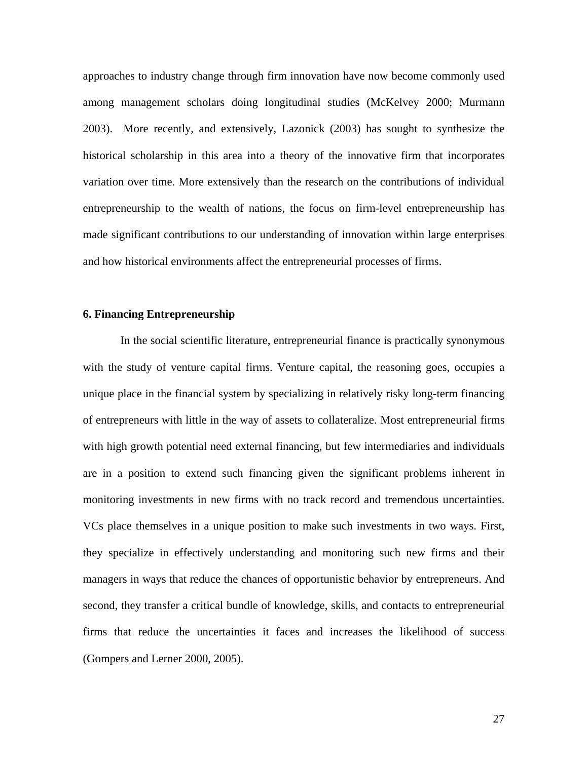approaches to industry change through firm innovation have now become commonly used among management scholars doing longitudinal studies (McKelvey 2000; Murmann 2003). More recently, and extensively, Lazonick (2003) has sought to synthesize the historical scholarship in this area into a theory of the innovative firm that incorporates variation over time. More extensively than the research on the contributions of individual entrepreneurship to the wealth of nations, the focus on firm-level entrepreneurship has made significant contributions to our understanding of innovation within large enterprises and how historical environments affect the entrepreneurial processes of firms.

## 6. Financing Entrepreneurship

In the social scientific literature, entrepreneurial finance is practically synonymous with the study of venture capital firms. Venture capital, the reasoning goes, occupies a unique place in the financial system by specializing in relatively risky long-term financing of entrepreneurs with little in the way of assets to collateralize. Most entrepreneurial firms with high growth potential need external financing, but few intermediaries and individuals are in a position to extend such financing given the significant problems inherent in monitoring investments in new firms with no track record and tremendous uncertainties. VCs place themselves in a unique position to make such investments in two ways. First, they specialize in effectively understanding and monitoring such new firms and their managers in ways that reduce the chances of opportunistic behavior by entrepreneurs. And second, they transfer a critical bundle of knowledge, skills, and contacts to entrepreneurial firms that reduce the uncertainties it faces and increases the likelihood of success (Gompers and Lerner 2000, 2005).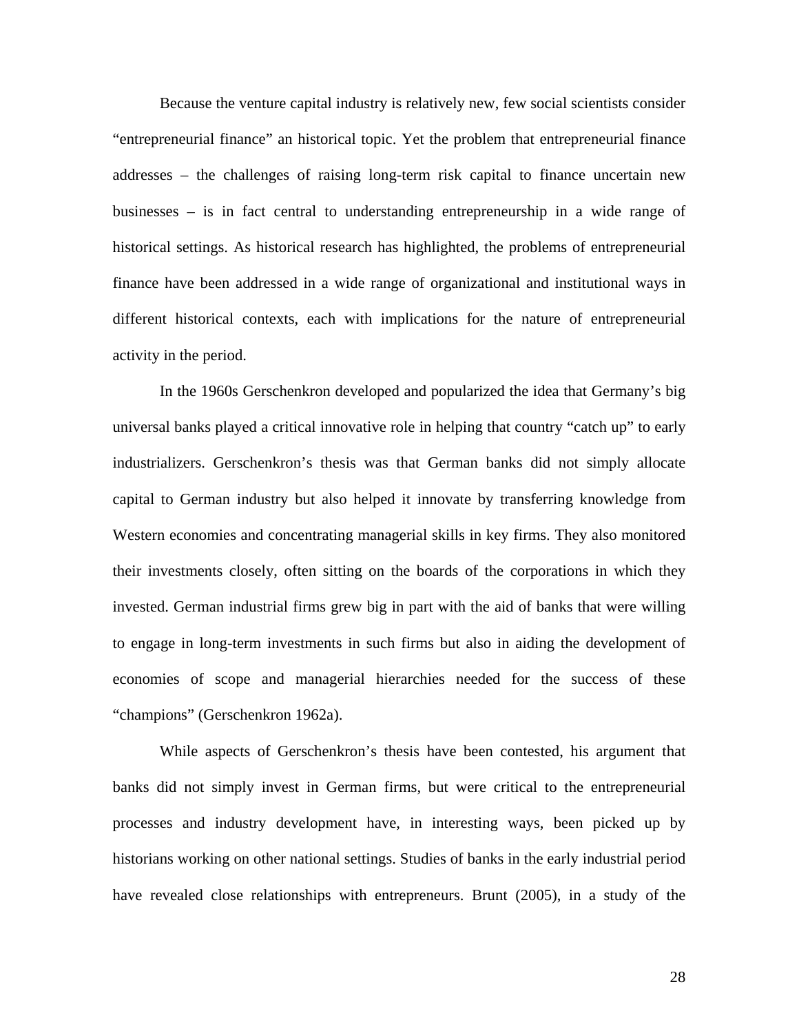Because the venture capital industry is relatively new, few social scientists consider "entrepreneurial finance" an historical topic. Yet the problem that entrepreneurial finance addresses – the challenges of raising long-term risk capital to finance uncertain new businesses – is in fact central to understanding entrepreneurship in a wide range of historical settings. As historical research has highlighted, the problems of entrepreneurial finance have been addressed in a wide range of organizational and institutional ways in different historical contexts, each with implications for the nature of entrepreneurial activity in the period.

In the 1960s Gerschenkron developed and popularized the idea that Germany's big universal banks played a critical innovative role in helping that country "catch up" to early industrializers. Gerschenkron's thesis was that German banks did not simply allocate capital to German industry but also helped it innovate by transferring knowledge from Western economies and concentrating managerial skills in key firms. They also monitored their investments closely, often sitting on the boards of the corporations in which they invested. German industrial firms grew big in part with the aid of banks that were willing to engage in long-term investments in such firms but also in aiding the development of economies of scope and managerial hierarchies needed for the success of these "champions" (Gerschenkron 1962a).

While aspects of Gerschenkron's thesis have been contested, his argument that banks did not simply invest in German firms, but were critical to the entrepreneurial processes and industry development have, in interesting ways, been picked up by historians working on other national settings. Studies of banks in the early industrial period have revealed close relationships with entrepreneurs. Brunt (2005), in a study of the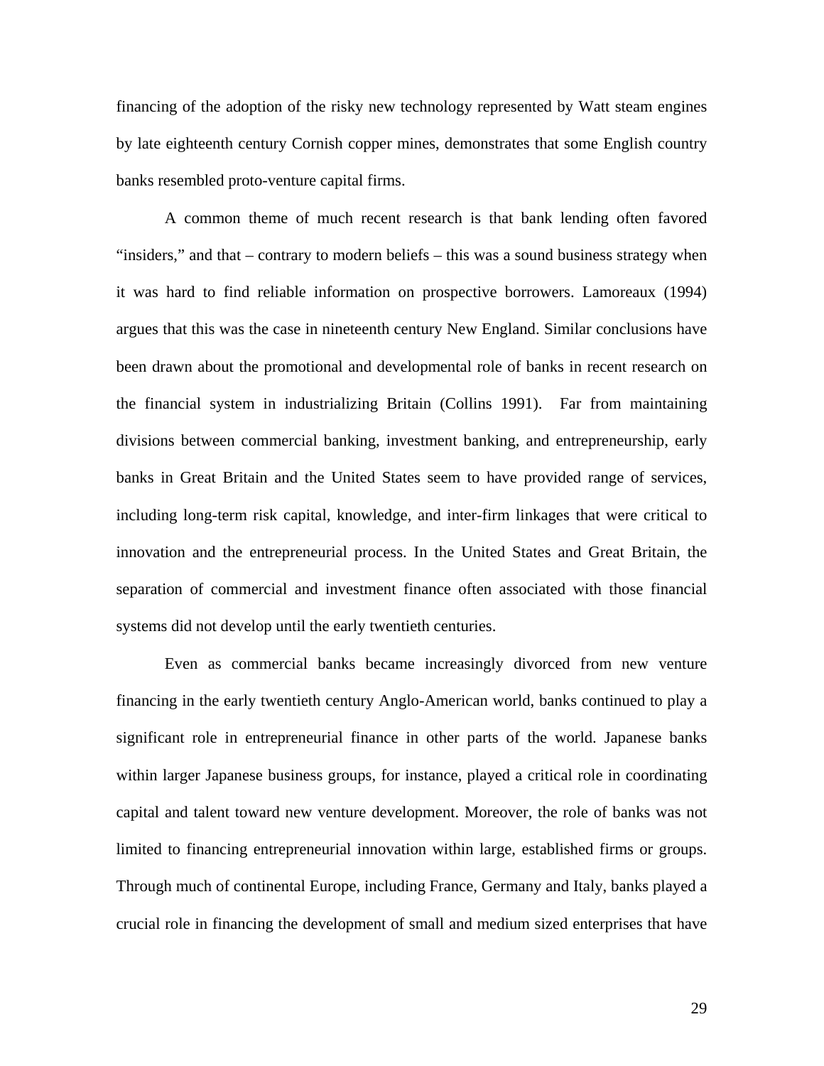financing of the adoption of the risky new technology represented by Watt steam engines by late eighteenth century Cornish copper mines, demonstrates that some English country banks resembled proto-venture capital firms.

A common theme of much recent research is that bank lending often favored "insiders," and that – contrary to modern beliefs – this was a sound business strategy when it was hard to find reliable information on prospective borrowers. Lamoreaux (1994) argues that this was the case in nineteenth century New England. Similar conclusions have been drawn about the promotional and developmental role of banks in recent research on the financial system in industrializing Britain (Collins 1991). Far from maintaining divisions between commercial banking, investment banking, and entrepreneurship, early banks in Great Britain and the United States seem to have provided range of services, including long-term risk capital, knowledge, and inter-firm linkages that were critical to innovation and the entrepreneurial process. In the United States and Great Britain, the separation of commercial and investment finance often associated with those financial systems did not develop until the early twentieth centuries.

Even as commercial banks became increasingly divorced from new venture financing in the early twentieth century Anglo-American world, banks continued to play a significant role in entrepreneurial finance in other parts of the world. Japanese banks within larger Japanese business groups, for instance, played a critical role in coordinating capital and talent toward new venture development. Moreover, the role of banks was not limited to financing entrepreneurial innovation within large, established firms or groups. Through much of continental Europe, including France, Germany and Italy, banks played a crucial role in financing the development of small and medium sized enterprises that have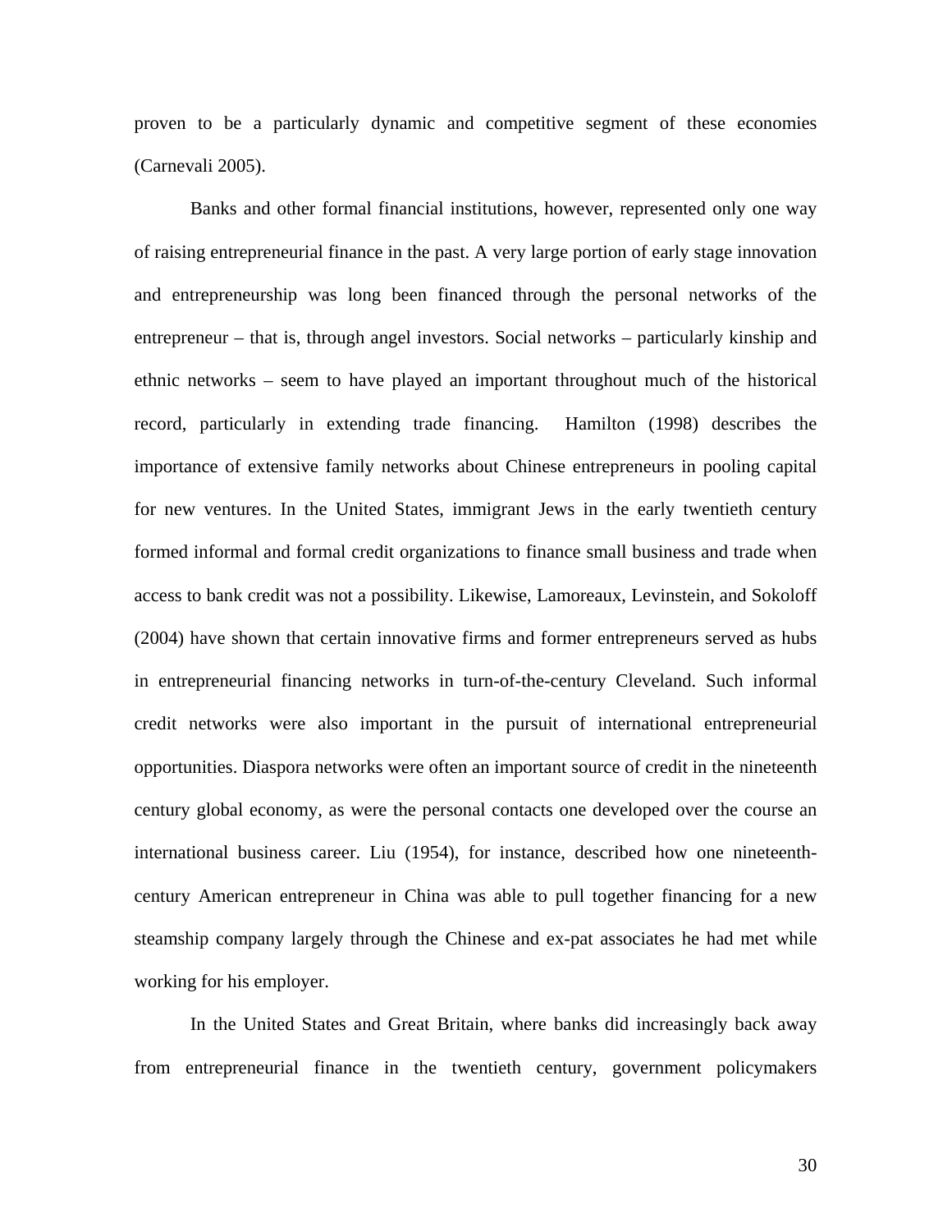proven to be a particularly dynamic and competitive segment of these economies (Carnevali 2005).

Banks and other formal financial institutions, however, represented only one way of raising entrepreneurial finance in the past. A very large portion of early stage innovation and entrepreneurship was long been financed through the personal networks of the entrepreneur – that is, through angel investors. Social networks – particularly kinship and ethnic networks – seem to have played an important throughout much of the historical record, particularly in extending trade financing. Hamilton (1998) describes the importance of extensive family networks about Chinese entrepreneurs in pooling capital for new ventures. In the United States, immigrant Jews in the early twentieth century formed informal and formal credit organizations to finance small business and trade when access to bank credit was not a possibility. Likewise, Lamoreaux, Levinstein, and Sokoloff (2004) have shown that certain innovative firms and former entrepreneurs served as hubs in entrepreneurial financing networks in turn-of-the-century Cleveland. Such informal credit networks were also important in the pursuit of international entrepreneurial opportunities. Diaspora networks were often an important source of credit in the nineteenth century global economy, as were the personal contacts one developed over the course an international business career. Liu (1954), for instance, described how one nineteenth-century American entrepreneur in China was able to pull together financing for a new steamship company largely through the Chinese and ex-pat associates he had met while working for his employer.

In the United States and Great Britain, where banks did increasingly back away from entrepreneurial finance in the twentieth century, government policymakers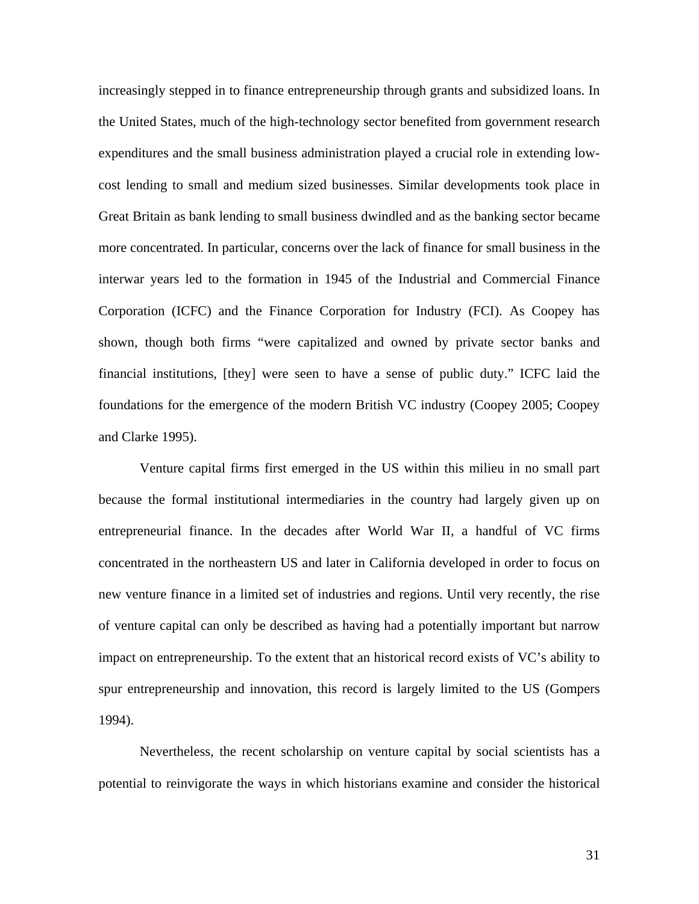increasingly stepped in to finance entrepreneurship through grants and subsidized loans. In the United States, much of the high-technology sector benefited from government research expenditures and the small business administration played a crucial role in extending low-cost lending to small and medium sized businesses. Similar developments took place in Great Britain as bank lending to small business dwindled and as the banking sector became more concentrated. In particular, concerns over the lack of finance for small business in the interwar years led to the formation in 1945 of the Industrial and Commercial Finance Corporation (ICFC) and the Finance Corporation for Industry (FCI). As Coopey has shown, though both firms "were capitalized and owned by private sector banks and financial institutions, [they] were seen to have a sense of public duty." ICFC laid the foundations for the emergence of the modern British VC industry (Coopey 2005; Coopey and Clarke 1995).

Venture capital firms first emerged in the US within this milieu in no small part because the formal institutional intermediaries in the country had largely given up on entrepreneurial finance. In the decades after World War II, a handful of VC firms concentrated in the northeastern US and later in California developed in order to focus on new venture finance in a limited set of industries and regions. Until very recently, the rise of venture capital can only be described as having had a potentially important but narrow impact on entrepreneurship. To the extent that an historical record exists of VC's ability to spur entrepreneurship and innovation, this record is largely limited to the US (Gompers 1994).

Nevertheless, the recent scholarship on venture capital by social scientists has a potential to reinvigorate the ways in which historians examine and consider the historical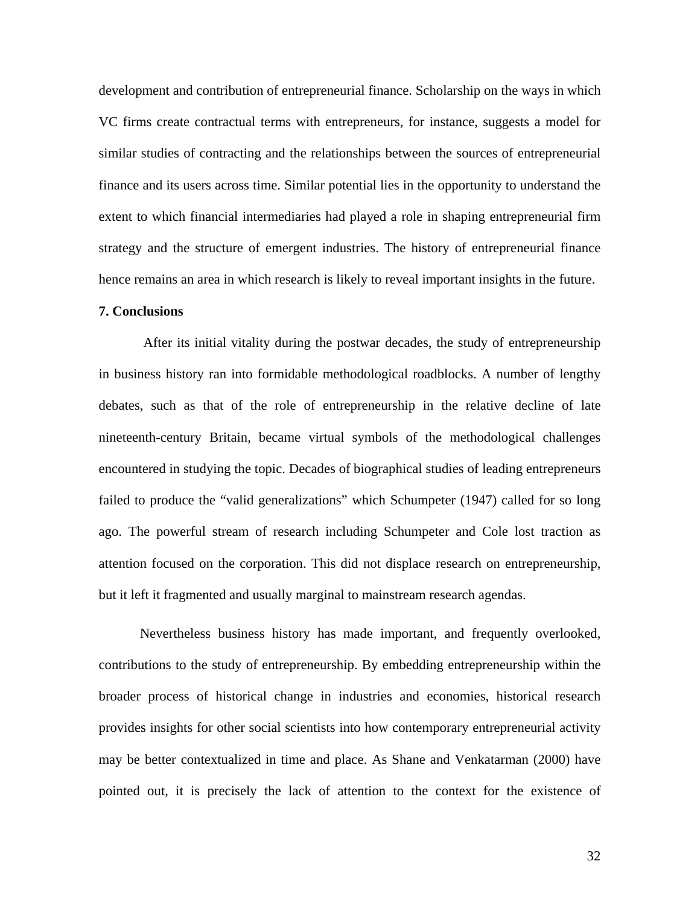development and contribution of entrepreneurial finance. Scholarship on the ways in which VC firms create contractual terms with entrepreneurs, for instance, suggests a model for similar studies of contracting and the relationships between the sources of entrepreneurial finance and its users across time. Similar potential lies in the opportunity to understand the extent to which financial intermediaries had played a role in shaping entrepreneurial firm strategy and the structure of emergent industries. The history of entrepreneurial finance hence remains an area in which research is likely to reveal important insights in the future.

**7. Conclusions**

After its initial vitality during the postwar decades, the study of entrepreneurship in business history ran into formidable methodological roadblocks. A number of lengthy debates, such as that of the role of entrepreneurship in the relative decline of late nineteenth-century Britain, became virtual symbols of the methodological challenges encountered in studying the topic. Decades of biographical studies of leading entrepreneurs failed to produce the "valid generalizations" which Schumpeter (1947) called for so long ago. The powerful stream of research including Schumpeter and Cole lost traction as attention focused on the corporation. This did not displace research on entrepreneurship, but it left it fragmented and usually marginal to mainstream research agendas.

Nevertheless business history has made important, and frequently overlooked, contributions to the study of entrepreneurship. By embedding entrepreneurship within the broader process of historical change in industries and economies, historical research provides insights for other social scientists into how contemporary entrepreneurial activity may be better contextualized in time and place. As Shane and Venkatarman (2000) have pointed out, it is precisely the lack of attention to the context for the existence of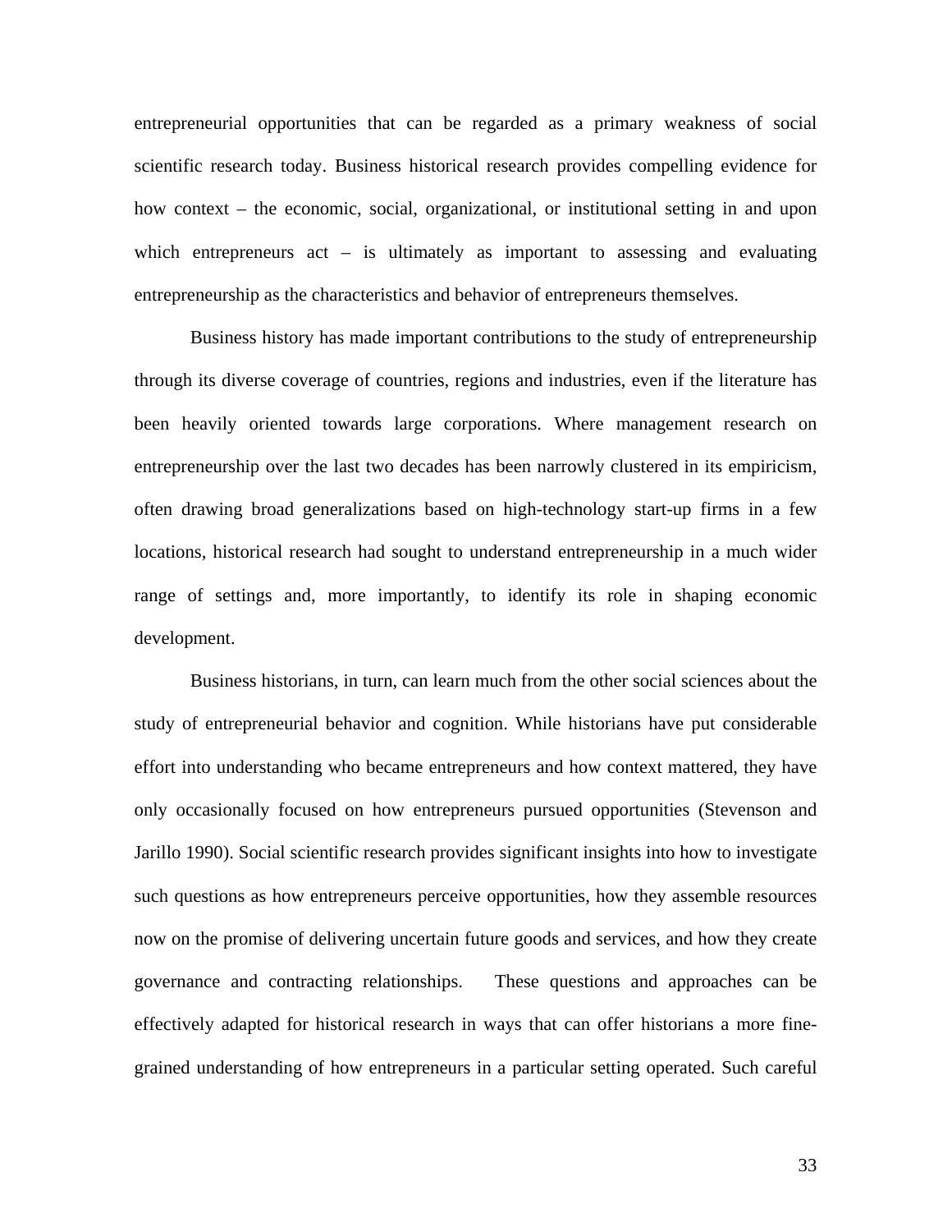entrepreneurial opportunities that can be regarded as a primary weakness of social scientific research today. Business historical research provides compelling evidence for how context – the economic, social, organizational, or institutional setting in and upon which entrepreneurs act – is ultimately as important to assessing and evaluating entrepreneurship as the characteristics and behavior of entrepreneurs themselves.

Business history has made important contributions to the study of entrepreneurship through its diverse coverage of countries, regions and industries, even if the literature has been heavily oriented towards large corporations. Where management research on entrepreneurship over the last two decades has been narrowly clustered in its empiricism, often drawing broad generalizations based on high-technology start-up firms in a few locations, historical research had sought to understand entrepreneurship in a much wider range of settings and, more importantly, to identify its role in shaping economic development.

Business historians, in turn, can learn much from the other social sciences about the study of entrepreneurial behavior and cognition. While historians have put considerable effort into understanding who became entrepreneurs and how context mattered, they have only occasionally focused on how entrepreneurs pursued opportunities (Stevenson and Jarillo 1990). Social scientific research provides significant insights into how to investigate such questions as how entrepreneurs perceive opportunities, how they assemble resources now on the promise of delivering uncertain future goods and services, and how they create governance and contracting relationships. These questions and approaches can be effectively adapted for historical research in ways that can offer historians a more fine-grained understanding of how entrepreneurs in a particular setting operated. Such careful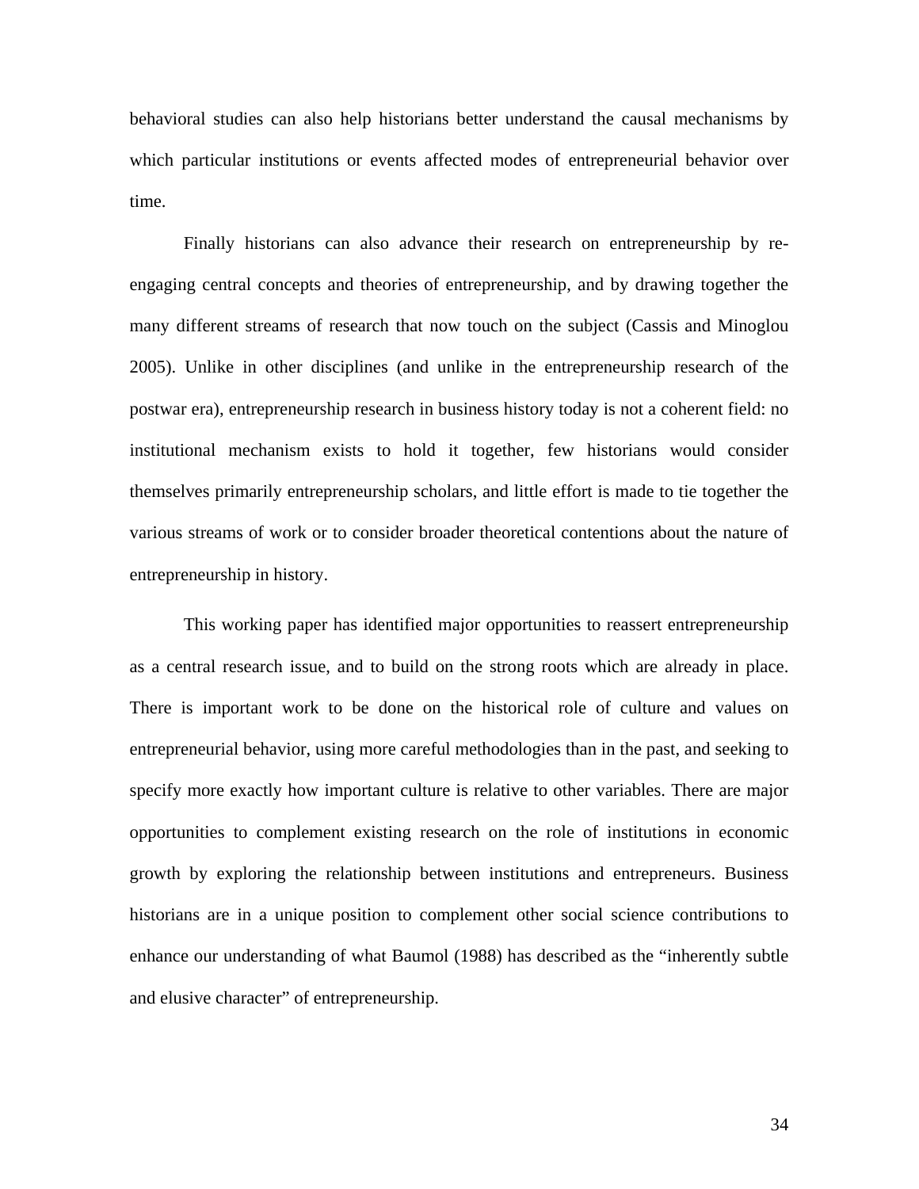behavioral studies can also help historians better understand the causal mechanisms by which particular institutions or events affected modes of entrepreneurial behavior over time.

Finally historians can also advance their research on entrepreneurship by re-engaging central concepts and theories of entrepreneurship, and by drawing together the many different streams of research that now touch on the subject (Cassis and Minoglou 2005). Unlike in other disciplines (and unlike in the entrepreneurship research of the postwar era), entrepreneurship research in business history today is not a coherent field: no institutional mechanism exists to hold it together, few historians would consider themselves primarily entrepreneurship scholars, and little effort is made to tie together the various streams of work or to consider broader theoretical contentions about the nature of entrepreneurship in history.

This working paper has identified major opportunities to reassert entrepreneurship as a central research issue, and to build on the strong roots which are already in place. There is important work to be done on the historical role of culture and values on entrepreneurial behavior, using more careful methodologies than in the past, and seeking to specify more exactly how important culture is relative to other variables. There are major opportunities to complement existing research on the role of institutions in economic growth by exploring the relationship between institutions and entrepreneurs. Business historians are in a unique position to complement other social science contributions to enhance our understanding of what Baumol (1988) has described as the "inherently subtle and elusive character" of entrepreneurship.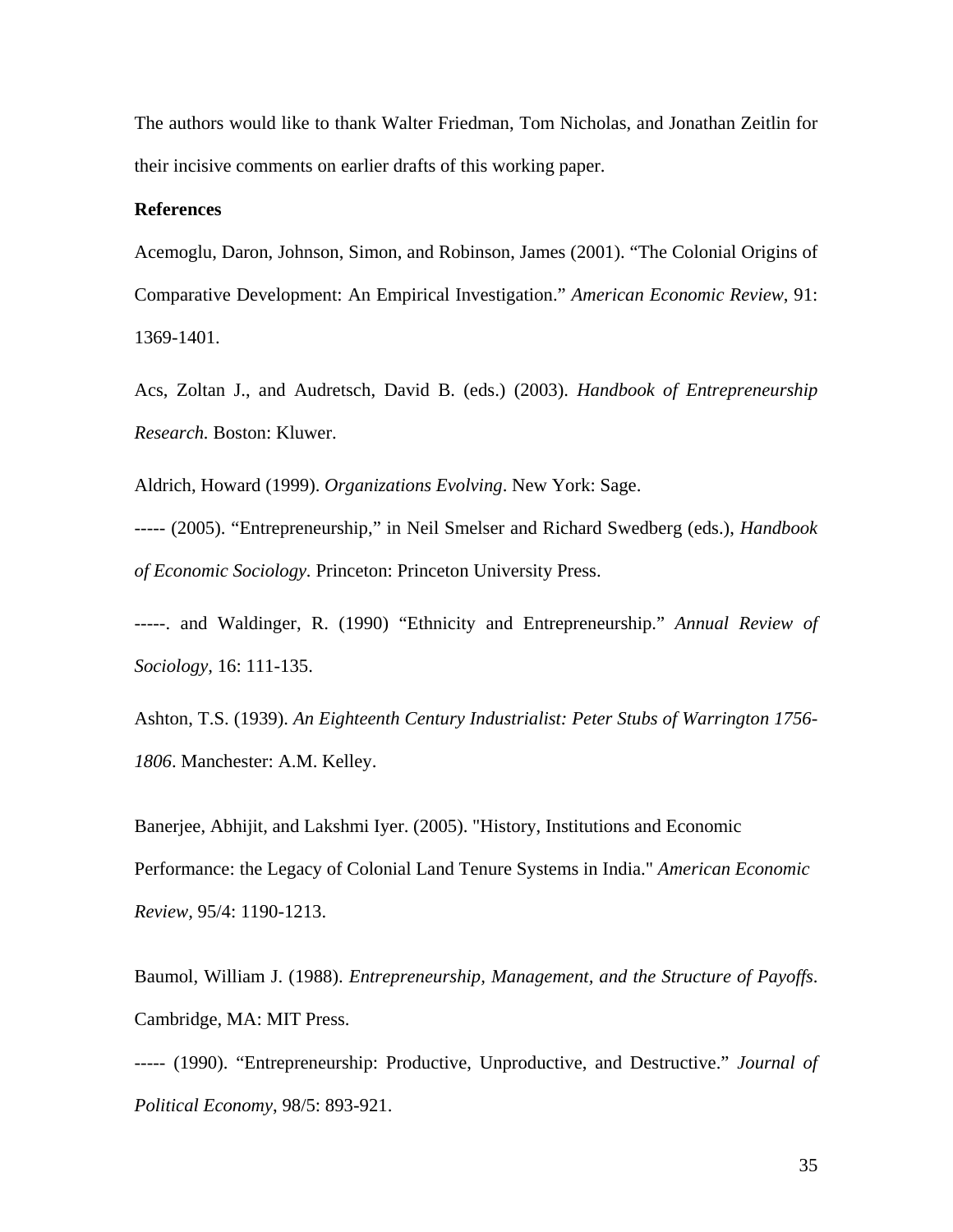The authors would like to thank Walter Friedman, Tom Nicholas, and Jonathan Zeitlin for their incisive comments on earlier drafts of this working paper.

**References**

Acemoglu, Daron, Johnson, Simon, and Robinson, James (2001). "The Colonial Origins of Comparative Development: An Empirical Investigation." *American Economic Review*, 91: 1369-1401.

Acs, Zoltan J., and Audretsch, David B. (eds.) (2003). *Handbook of Entrepreneurship Research.* Boston: Kluwer.

Aldrich, Howard (1999). *Organizations Evolving*. New York: Sage.

----- (2005). "Entrepreneurship," in Neil Smelser and Richard Swedberg (eds.), *Handbook of Economic Sociology*. Princeton: Princeton University Press.

-----. and Waldinger, R. (1990) "Ethnicity and Entrepreneurship." *Annual Review of Sociology,* 16: 111-135.

Ashton, T.S. (1939). *An Eighteenth Century Industrialist: Peter Stubs of Warrington 1756-1806*. Manchester: A.M. Kelley.

Banerjee, Abhijit, and Lakshmi Iyer. (2005). "History, Institutions and Economic Performance: the Legacy of Colonial Land Tenure Systems in India." *American Economic Review,* 95/4: 1190-1213.

Baumol, William J. (1988). *Entrepreneurship, Management, and the Structure of Payoffs*. Cambridge, MA: MIT Press.

----- (1990). "Entrepreneurship: Productive, Unproductive, and Destructive." *Journal of Political Economy*, 98/5: 893-921.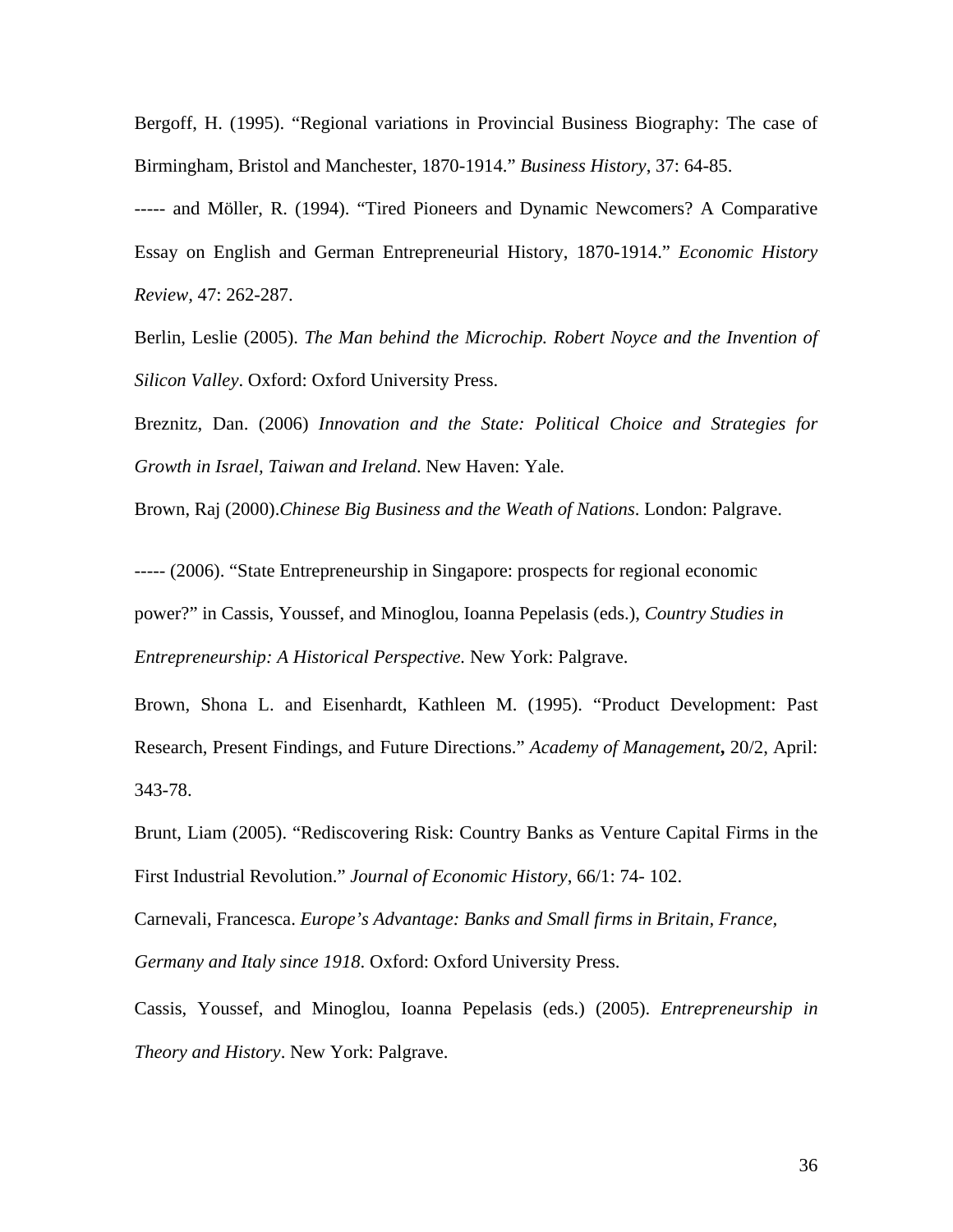Bergoff, H. (1995). "Regional variations in Provincial Business Biography: The case of Birmingham, Bristol and Manchester, 1870-1914." *Business History*, 37: 64-85.

----- and Möller, R. (1994). "Tired Pioneers and Dynamic Newcomers? A Comparative Essay on English and German Entrepreneurial History, 1870-1914." *Economic History Review*, 47: 262-287.

Berlin, Leslie (2005). *The Man behind the Microchip. Robert Noyce and the Invention of Silicon Valley*. Oxford: Oxford University Press.

Breznitz, Dan. (2006) *Innovation and the State: Political Choice and Strategies for Growth in Israel, Taiwan and Ireland*. New Haven: Yale.

Brown, Raj (2000).*Chinese Big Business and the Weath of Nations*. London: Palgrave.

----- (2006). "State Entrepreneurship in Singapore: prospects for regional economic power?" in Cassis, Youssef, and Minoglou, Ioanna Pepelasis (eds.), *Country Studies in Entrepreneurship: A Historical Perspective*. New York: Palgrave.

Brown, Shona L. and Eisenhardt, Kathleen M. (1995). "Product Development: Past Research, Present Findings, and Future Directions." *Academy of Management*, 20/2, April: 343-78.

Brunt, Liam (2005). "Rediscovering Risk: Country Banks as Venture Capital Firms in the First Industrial Revolution." *Journal of Economic History*, 66/1: 74- 102.

Carnevali, Francesca. *Europe's Advantage: Banks and Small firms in Britain, France, Germany and Italy since 1918*. Oxford: Oxford University Press.

Cassis, Youssef, and Minoglou, Ioanna Pepelasis (eds.) (2005). *Entrepreneurship in Theory and History*. New York: Palgrave.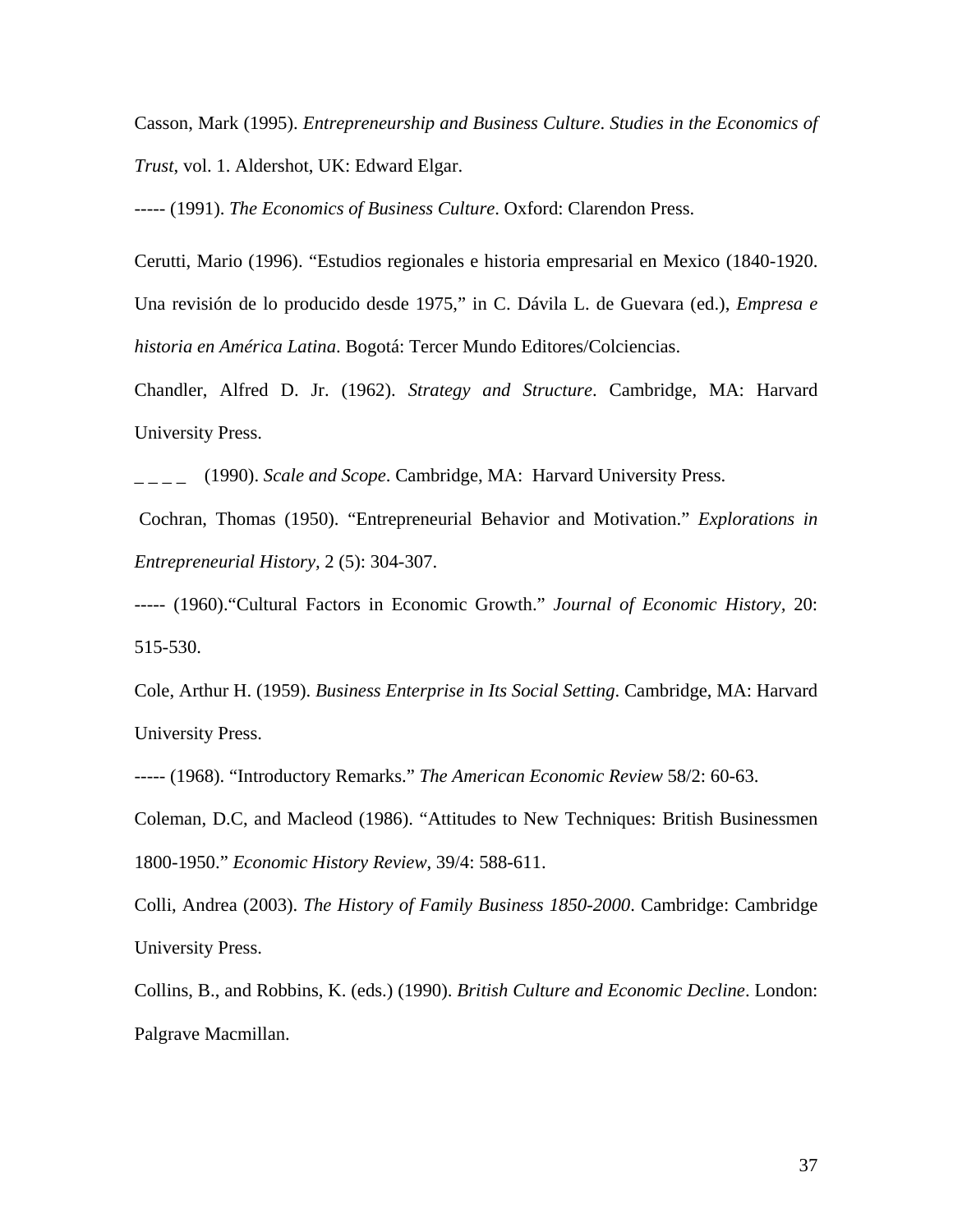Casson, Mark (1995). *Entrepreneurship and Business Culture*. *Studies in the Economics of Trust*, vol. 1. Aldershot, UK: Edward Elgar.

----- (1991). *The Economics of Business Culture*. Oxford: Clarendon Press.

Cerutti, Mario (1996). "Estudios regionales e historia empresarial en Mexico (1840-1920. Una revisión de lo producido desde 1975," in C. Dávila L. de Guevara (ed.), *Empresa e historia en América Latina*. Bogotá: Tercer Mundo Editores/Colciencias.

Chandler, Alfred D. Jr. (1962). *Strategy and Structure*. Cambridge, MA: Harvard University Press.

_ _ _ _ (1990). *Scale and Scope*. Cambridge, MA: Harvard University Press.

Cochran, Thomas (1950). "Entrepreneurial Behavior and Motivation." *Explorations in Entrepreneurial History,* 2 (5): 304-307.

----- (1960)."Cultural Factors in Economic Growth." *Journal of Economic History,* 20: 515-530.

Cole, Arthur H. (1959). *Business Enterprise in Its Social Setting*. Cambridge, MA: Harvard University Press.

----- (1968). "Introductory Remarks." *The American Economic Review* 58/2: 60-63.

Coleman, D.C, and Macleod (1986). "Attitudes to New Techniques: British Businessmen 1800-1950." *Economic History Review*, 39/4: 588-611.

Colli, Andrea (2003). *The History of Family Business 1850-2000*. Cambridge: Cambridge University Press.

Collins, B., and Robbins, K. (eds.) (1990). *British Culture and Economic Decline*. London: Palgrave Macmillan.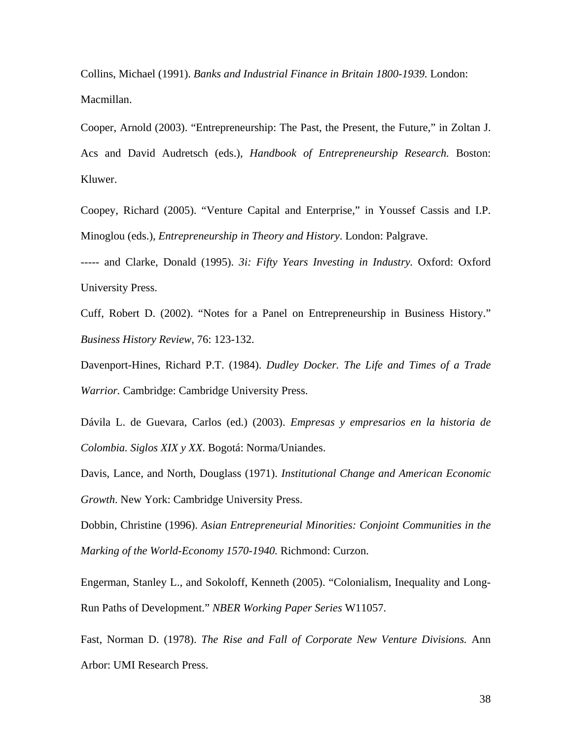Collins, Michael (1991). *Banks and Industrial Finance in Britain 1800-1939*. London: Macmillan.

Cooper, Arnold (2003). "Entrepreneurship: The Past, the Present, the Future," in Zoltan J. Acs and David Audretsch (eds.), *Handbook of Entrepreneurship Research.* Boston: Kluwer.

Coopey, Richard (2005). "Venture Capital and Enterprise," in Youssef Cassis and I.P. Minoglou (eds.), *Entrepreneurship in Theory and History*. London: Palgrave.

----- and Clarke, Donald (1995). *3i: Fifty Years Investing in Industry.* Oxford: Oxford University Press.

Cuff, Robert D. (2002). "Notes for a Panel on Entrepreneurship in Business History." *Business History Review*, 76: 123-132.

Davenport-Hines, Richard P.T. (1984). *Dudley Docker. The Life and Times of a Trade Warrior.* Cambridge: Cambridge University Press.

Dávila L. de Guevara, Carlos (ed.) (2003). *Empresas y empresarios en la historia de Colombia. Siglos XIX y XX*. Bogotá: Norma/Uniandes.

Davis, Lance, and North, Douglass (1971). *Institutional Change and American Economic Growth*. New York: Cambridge University Press.

Dobbin, Christine (1996). *Asian Entrepreneurial Minorities: Conjoint Communities in the Marking of the World-Economy 1570-1940.* Richmond: Curzon.

Engerman, Stanley L., and Sokoloff, Kenneth (2005). "Colonialism, Inequality and Long-Run Paths of Development." *NBER Working Paper Series* W11057.

Fast, Norman D. (1978). *The Rise and Fall of Corporate New Venture Divisions.* Ann Arbor: UMI Research Press.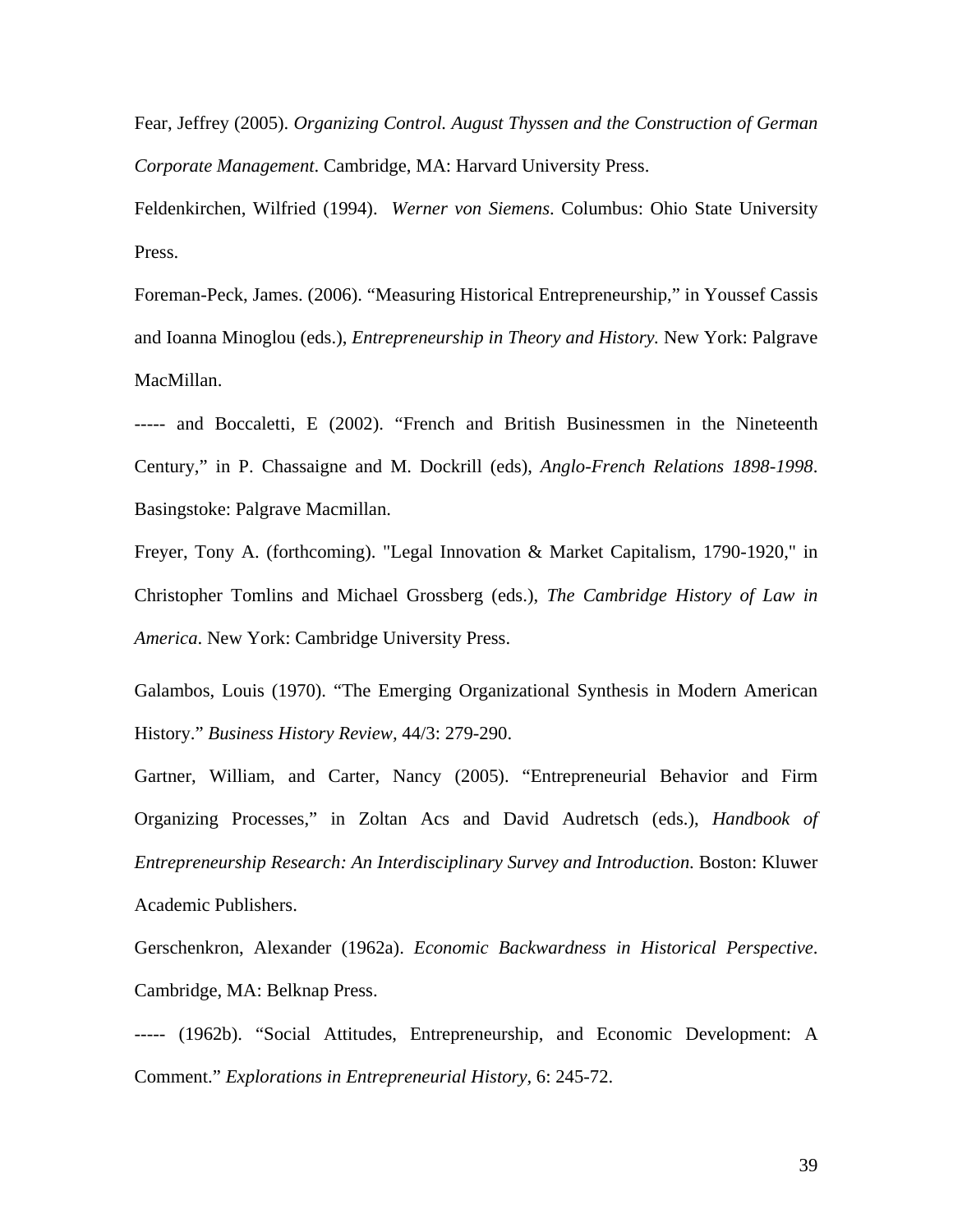Fear, Jeffrey (2005). *Organizing Control. August Thyssen and the Construction of German Corporate Management*. Cambridge, MA: Harvard University Press.

Feldenkirchen, Wilfried (1994). *Werner von Siemens*. Columbus: Ohio State University Press.

Foreman-Peck, James. (2006). "Measuring Historical Entrepreneurship," in Youssef Cassis and Ioanna Minoglou (eds.), *Entrepreneurship in Theory and History*. New York: Palgrave MacMillan.

----- and Boccaletti, E (2002). "French and British Businessmen in the Nineteenth Century," in P. Chassaigne and M. Dockrill (eds), *Anglo-French Relations 1898-1998*. Basingstoke: Palgrave Macmillan.

Freyer, Tony A. (forthcoming). "Legal Innovation & Market Capitalism, 1790-1920," in Christopher Tomlins and Michael Grossberg (eds.), *The Cambridge History of Law in America*. New York: Cambridge University Press.

Galambos, Louis (1970). "The Emerging Organizational Synthesis in Modern American History." *Business History Review*, 44/3: 279-290.

Gartner, William, and Carter, Nancy (2005). "Entrepreneurial Behavior and Firm Organizing Processes," in Zoltan Acs and David Audretsch (eds.), *Handbook of Entrepreneurship Research: An Interdisciplinary Survey and Introduction*. Boston: Kluwer Academic Publishers.

Gerschenkron, Alexander (1962a). *Economic Backwardness in Historical Perspective*. Cambridge, MA: Belknap Press.

----- (1962b). "Social Attitudes, Entrepreneurship, and Economic Development: A Comment." *Explorations in Entrepreneurial History*, 6: 245-72.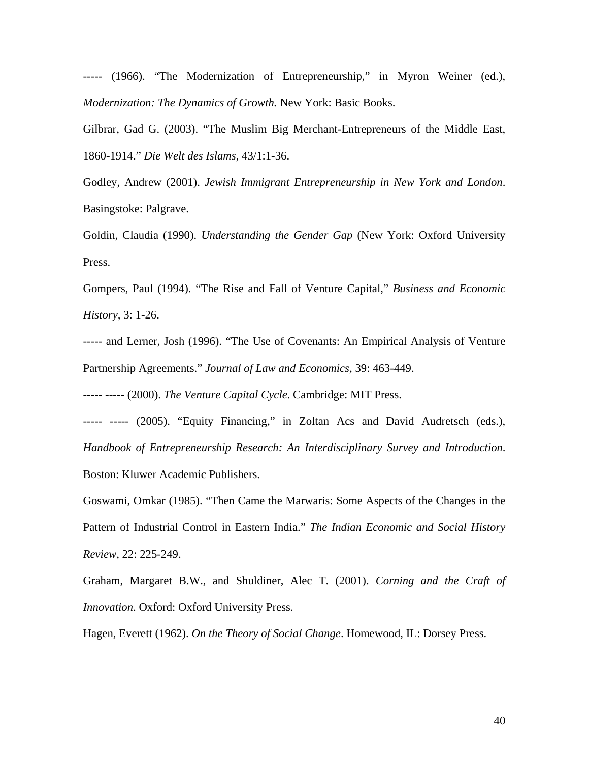----- (1966). "The Modernization of Entrepreneurship," in Myron Weiner (ed.), *Modernization: The Dynamics of Growth.* New York: Basic Books.

Gilbrar, Gad G. (2003). "The Muslim Big Merchant-Entrepreneurs of the Middle East, 1860-1914." *Die Welt des Islams*, 43/1:1-36.

Godley, Andrew (2001). *Jewish Immigrant Entrepreneurship in New York and London*. Basingstoke: Palgrave.

Goldin, Claudia (1990). *Understanding the Gender Gap* (New York: Oxford University Press.

Gompers, Paul (1994). "The Rise and Fall of Venture Capital," *Business and Economic History*, 3: 1-26.

----- and Lerner, Josh (1996). "The Use of Covenants: An Empirical Analysis of Venture Partnership Agreements." *Journal of Law and Economics*, 39: 463-449.

----- ----- (2000). *The Venture Capital Cycle*. Cambridge: MIT Press.

----- ----- (2005). "Equity Financing," in Zoltan Acs and David Audretsch (eds.), *Handbook of Entrepreneurship Research: An Interdisciplinary Survey and Introduction*. Boston: Kluwer Academic Publishers.

Goswami, Omkar (1985). "Then Came the Marwaris: Some Aspects of the Changes in the Pattern of Industrial Control in Eastern India." *The Indian Economic and Social History Review*, 22: 225-249.

Graham, Margaret B.W., and Shuldiner, Alec T. (2001). *Corning and the Craft of Innovation*. Oxford: Oxford University Press.

Hagen, Everett (1962). *On the Theory of Social Change*. Homewood, IL: Dorsey Press.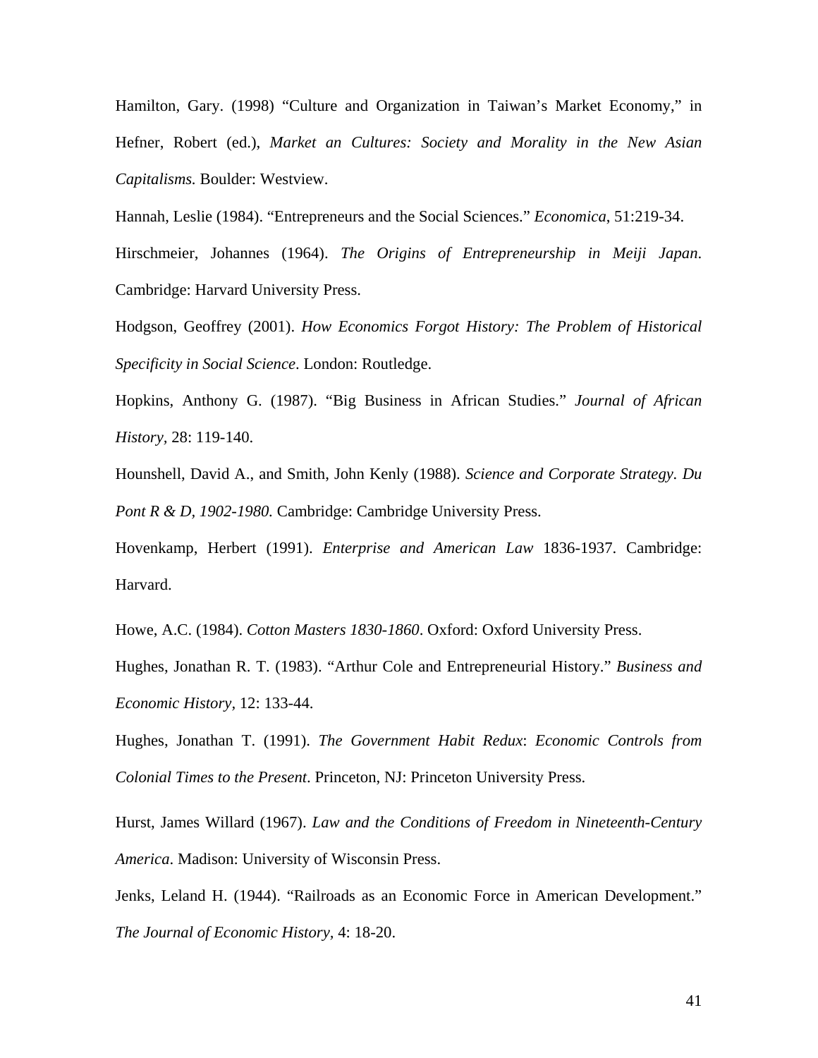Hamilton, Gary. (1998) "Culture and Organization in Taiwan's Market Economy," in Hefner, Robert (ed.), *Market an Cultures: Society and Morality in the New Asian Capitalisms.* Boulder: Westview.

Hannah, Leslie (1984). "Entrepreneurs and the Social Sciences." *Economica*, 51:219-34.

Hirschmeier, Johannes (1964). *The Origins of Entrepreneurship in Meiji Japan*. Cambridge: Harvard University Press.

Hodgson, Geoffrey (2001). *How Economics Forgot History: The Problem of Historical Specificity in Social Science*. London: Routledge.

Hopkins, Anthony G. (1987). "Big Business in African Studies." *Journal of African History,* 28: 119-140.

Hounshell, David A., and Smith, John Kenly (1988). *Science and Corporate Strategy. Du Pont R & D, 1902-1980.* Cambridge: Cambridge University Press.

Hovenkamp, Herbert (1991). *Enterprise and American Law* 1836-1937. Cambridge: Harvard.

Howe, A.C. (1984). *Cotton Masters 1830-1860*. Oxford: Oxford University Press.

Hughes, Jonathan R. T. (1983). "Arthur Cole and Entrepreneurial History." *Business and Economic History,* 12: 133-44.

Hughes, Jonathan T. (1991). *The Government Habit Redux*: *Economic Controls from Colonial Times to the Present*. Princeton, NJ: Princeton University Press.

Hurst, James Willard (1967). *Law and the Conditions of Freedom in Nineteenth-Century America*. Madison: University of Wisconsin Press.

Jenks, Leland H. (1944). "Railroads as an Economic Force in American Development." *The Journal of Economic History,* 4: 18-20.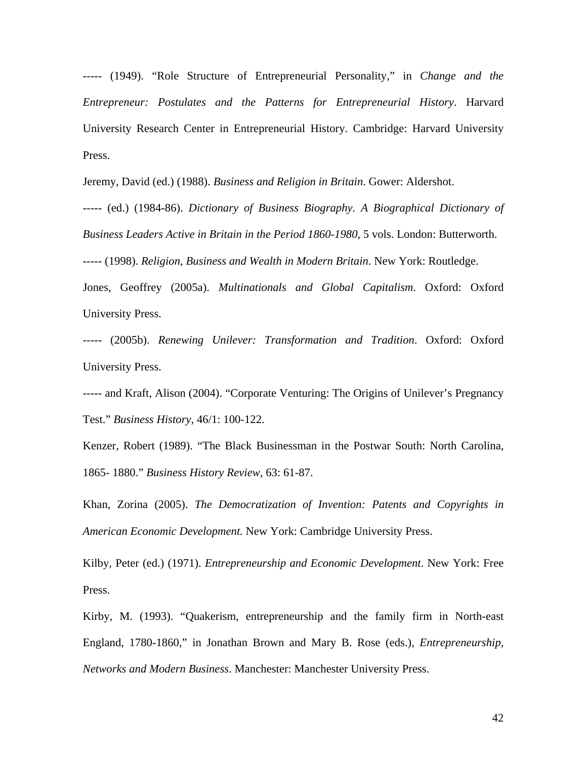----- (1949). “Role Structure of Entrepreneurial Personality,” in *Change and the Entrepreneur: Postulates and the Patterns for Entrepreneurial History*. Harvard University Research Center in Entrepreneurial History. Cambridge: Harvard University Press.

Jeremy, David (ed.) (1988). *Business and Religion in Britain*. Gower: Aldershot.

----- (ed.) (1984-86). *Dictionary of Business Biography. A Biographical Dictionary of Business Leaders Active in Britain in the Period 1860-1980*, 5 vols. London: Butterworth.

----- (1998). *Religion, Business and Wealth in Modern Britain*. New York: Routledge.

Jones, Geoffrey (2005a). *Multinationals and Global Capitalism*. Oxford: Oxford University Press.

----- (2005b). *Renewing Unilever: Transformation and Tradition*. Oxford: Oxford University Press.

----- and Kraft, Alison (2004). “Corporate Venturing: The Origins of Unilever’s Pregnancy Test.” *Business History*, 46/1: 100-122.

Kenzer, Robert (1989). “The Black Businessman in the Postwar South: North Carolina, 1865- 1880.” *Business History Review*, 63: 61-87.

Khan, Zorina (2005). *The Democratization of Invention: Patents and Copyrights in American Economic Development.* New York: Cambridge University Press.

Kilby, Peter (ed.) (1971). *Entrepreneurship and Economic Development*. New York: Free Press.

Kirby, M. (1993). “Quakerism, entrepreneurship and the family firm in North-east England, 1780-1860,” in Jonathan Brown and Mary B. Rose (eds.), *Entrepreneurship, Networks and Modern Business*. Manchester: Manchester University Press.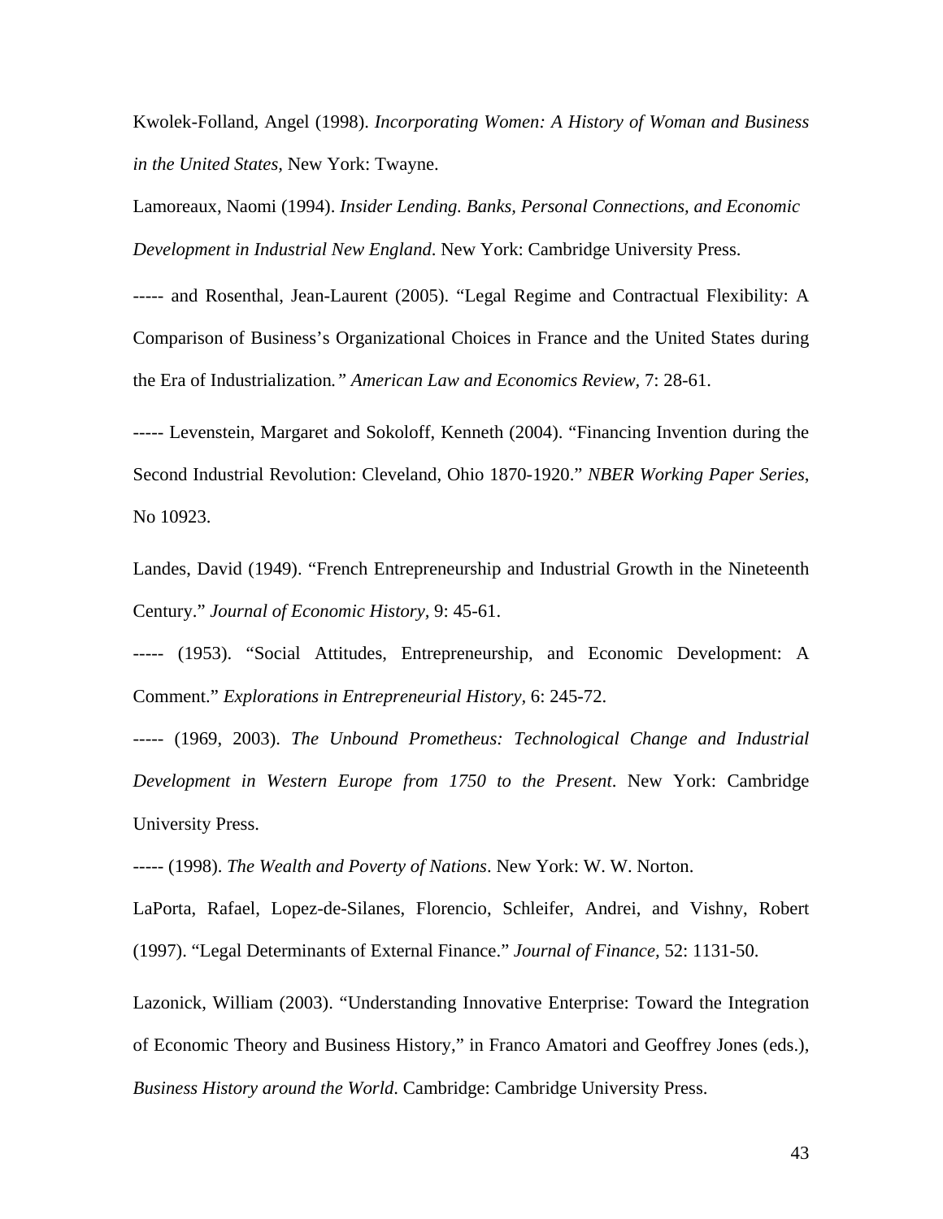Kwolek-Folland, Angel (1998). *Incorporating Women: A History of Woman and Business in the United States*, New York: Twayne.

Lamoreaux, Naomi (1994). *Insider Lending. Banks, Personal Connections, and Economic Development in Industrial New England*. New York: Cambridge University Press.

----- and Rosenthal, Jean-Laurent (2005). "Legal Regime and Contractual Flexibility: A Comparison of Business's Organizational Choices in France and the United States during the Era of Industrialization*." American Law and Economics Review*, 7: 28-61.

----- Levenstein, Margaret and Sokoloff, Kenneth (2004). "Financing Invention during the Second Industrial Revolution: Cleveland, Ohio 1870-1920." *NBER Working Paper Series*, No 10923.

Landes, David (1949). "French Entrepreneurship and Industrial Growth in the Nineteenth Century." *Journal of Economic History*, 9: 45-61.

----- (1953). "Social Attitudes, Entrepreneurship, and Economic Development: A Comment." *Explorations in Entrepreneurial History*, 6: 245-72.

----- (1969, 2003). *The Unbound Prometheus: Technological Change and Industrial Development in Western Europe from 1750 to the Present*. New York: Cambridge University Press.

----- (1998). *The Wealth and Poverty of Nations*. New York: W. W. Norton.

LaPorta, Rafael, Lopez-de-Silanes, Florencio, Schleifer, Andrei, and Vishny, Robert (1997). "Legal Determinants of External Finance." *Journal of Finance*, 52: 1131-50.

Lazonick, William (2003). "Understanding Innovative Enterprise: Toward the Integration of Economic Theory and Business History," in Franco Amatori and Geoffrey Jones (eds.), *Business History around the World*. Cambridge: Cambridge University Press.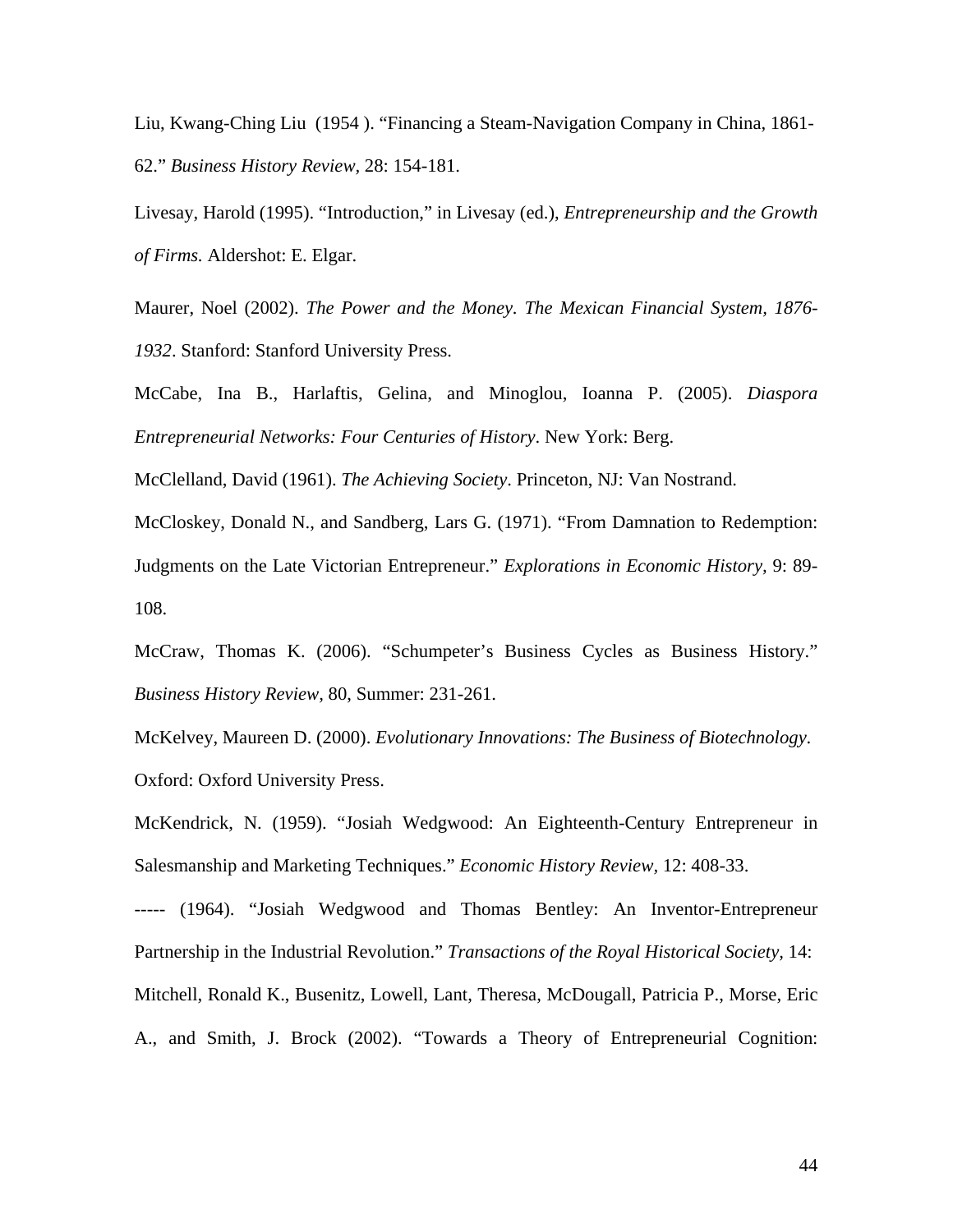Liu, Kwang-Ching Liu (1954 ). "Financing a Steam-Navigation Company in China, 1861-62." *Business History Review*, 28: 154-181.

Livesay, Harold (1995). "Introduction," in Livesay (ed.), *Entrepreneurship and the Growth of Firms.* Aldershot: E. Elgar.

Maurer, Noel (2002). *The Power and the Money. The Mexican Financial System, 1876-1932*. Stanford: Stanford University Press.

McCabe, Ina B., Harlaftis, Gelina, and Minoglou, Ioanna P. (2005). *Diaspora Entrepreneurial Networks: Four Centuries of History*. New York: Berg.

McClelland, David (1961). *The Achieving Society*. Princeton, NJ: Van Nostrand.

McCloskey, Donald N., and Sandberg, Lars G. (1971). "From Damnation to Redemption: Judgments on the Late Victorian Entrepreneur." *Explorations in Economic History,* 9: 89-108.

McCraw, Thomas K. (2006). "Schumpeter's Business Cycles as Business History." *Business History Review*, 80, Summer: 231-261.

McKelvey, Maureen D. (2000). *Evolutionary Innovations: The Business of Biotechnology*. Oxford: Oxford University Press.

McKendrick, N. (1959). "Josiah Wedgwood: An Eighteenth-Century Entrepreneur in Salesmanship and Marketing Techniques." *Economic History Review,* 12: 408-33.

----- (1964). "Josiah Wedgwood and Thomas Bentley: An Inventor-Entrepreneur Partnership in the Industrial Revolution." *Transactions of the Royal Historical Society*, 14:

Mitchell, Ronald K., Busenitz, Lowell, Lant, Theresa, McDougall, Patricia P., Morse, Eric A., and Smith, J. Brock (2002). "Towards a Theory of Entrepreneurial Cognition: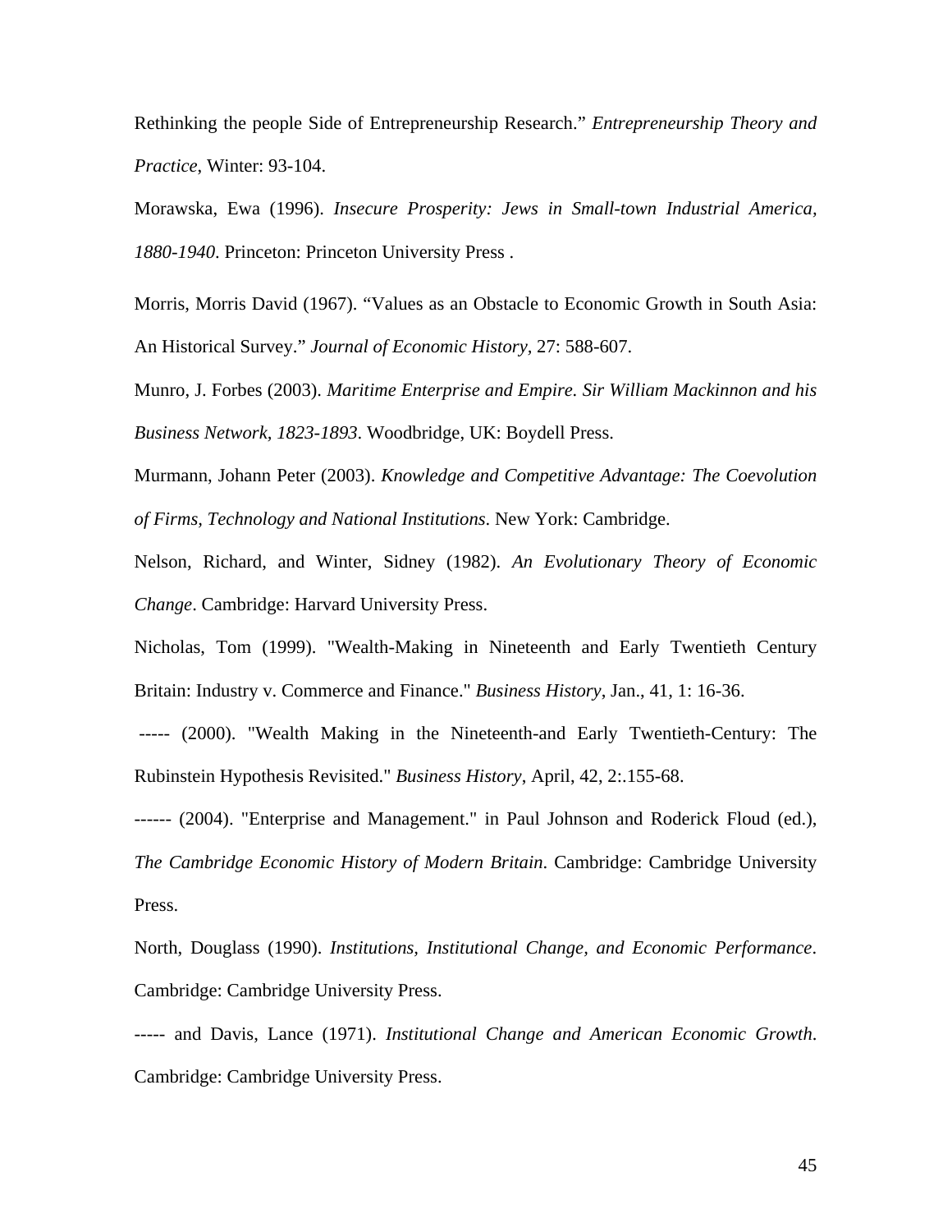Rethinking the people Side of Entrepreneurship Research." *Entrepreneurship Theory and Practice*, Winter: 93-104.

Morawska, Ewa (1996). *Insecure Prosperity: Jews in Small-town Industrial America, 1880-1940*. Princeton: Princeton University Press .

Morris, Morris David (1967). "Values as an Obstacle to Economic Growth in South Asia: An Historical Survey." *Journal of Economic History,* 27: 588-607.

Munro, J. Forbes (2003). *Maritime Enterprise and Empire. Sir William Mackinnon and his Business Network, 1823-1893*. Woodbridge, UK: Boydell Press.

Murmann, Johann Peter (2003). *Knowledge and Competitive Advantage: The Coevolution of Firms, Technology and National Institutions*. New York: Cambridge.

Nelson, Richard, and Winter, Sidney (1982). *An Evolutionary Theory of Economic Change*. Cambridge: Harvard University Press.

Nicholas, Tom (1999). "Wealth-Making in Nineteenth and Early Twentieth Century Britain: Industry v. Commerce and Finance." *Business History*, Jan., 41, 1: 16-36.

----- (2000). "Wealth Making in the Nineteenth-and Early Twentieth-Century: The Rubinstein Hypothesis Revisited." *Business History*, April, 42, 2:.155-68.

------ (2004). "Enterprise and Management." in Paul Johnson and Roderick Floud (ed.), *The Cambridge Economic History of Modern Britain*. Cambridge: Cambridge University Press.

North, Douglass (1990). *Institutions, Institutional Change, and Economic Performance*. Cambridge: Cambridge University Press.

----- and Davis, Lance (1971). *Institutional Change and American Economic Growth*. Cambridge: Cambridge University Press.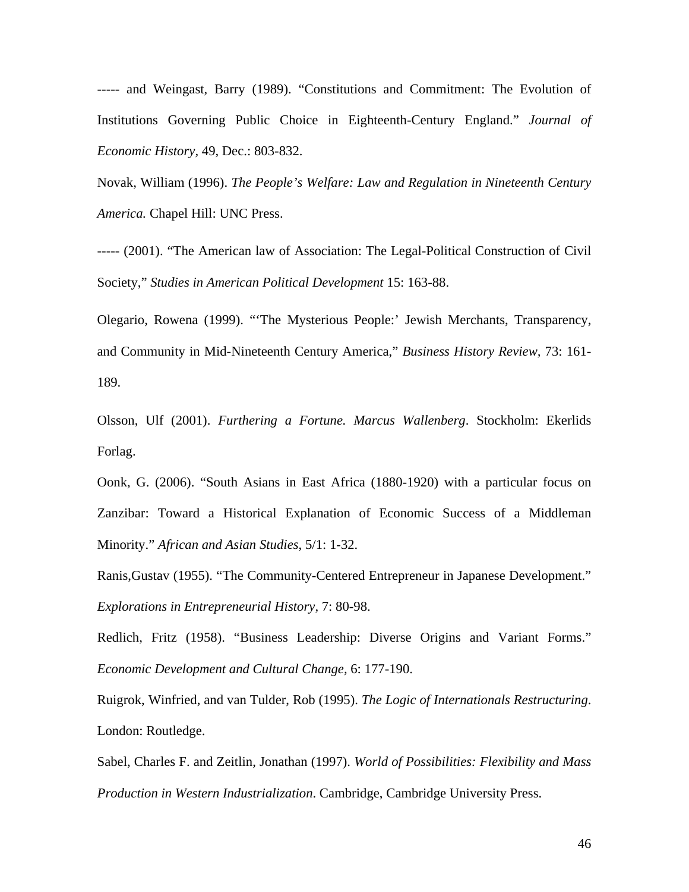----- and Weingast, Barry (1989). “Constitutions and Commitment: The Evolution of Institutions Governing Public Choice in Eighteenth-Century England.” *Journal of Economic History*, 49, Dec.: 803-832.

Novak, William (1996). *The People’s Welfare: Law and Regulation in Nineteenth Century America.* Chapel Hill: UNC Press.

----- (2001). “The American law of Association: The Legal-Political Construction of Civil Society,” *Studies in American Political Development* 15: 163-88.

Olegario, Rowena (1999). “‘The Mysterious People:’ Jewish Merchants, Transparency, and Community in Mid-Nineteenth Century America,” *Business History Review*, 73: 161-189.

Olsson, Ulf (2001). *Furthering a Fortune. Marcus Wallenberg*. Stockholm: Ekerlids Forlag.

Oonk, G. (2006). “South Asians in East Africa (1880-1920) with a particular focus on Zanzibar: Toward a Historical Explanation of Economic Success of a Middleman Minority.” *African and Asian Studies*, 5/1: 1-32.

Ranis,Gustav (1955). “The Community-Centered Entrepreneur in Japanese Development.” *Explorations in Entrepreneurial History*, 7: 80-98.

Redlich, Fritz (1958). “Business Leadership: Diverse Origins and Variant Forms.” *Economic Development and Cultural Change*, 6: 177-190.

Ruigrok, Winfried, and van Tulder, Rob (1995). *The Logic of Internationals Restructuring*. London: Routledge.

Sabel, Charles F. and Zeitlin, Jonathan (1997). *World of Possibilities: Flexibility and Mass Production in Western Industrialization*. Cambridge, Cambridge University Press.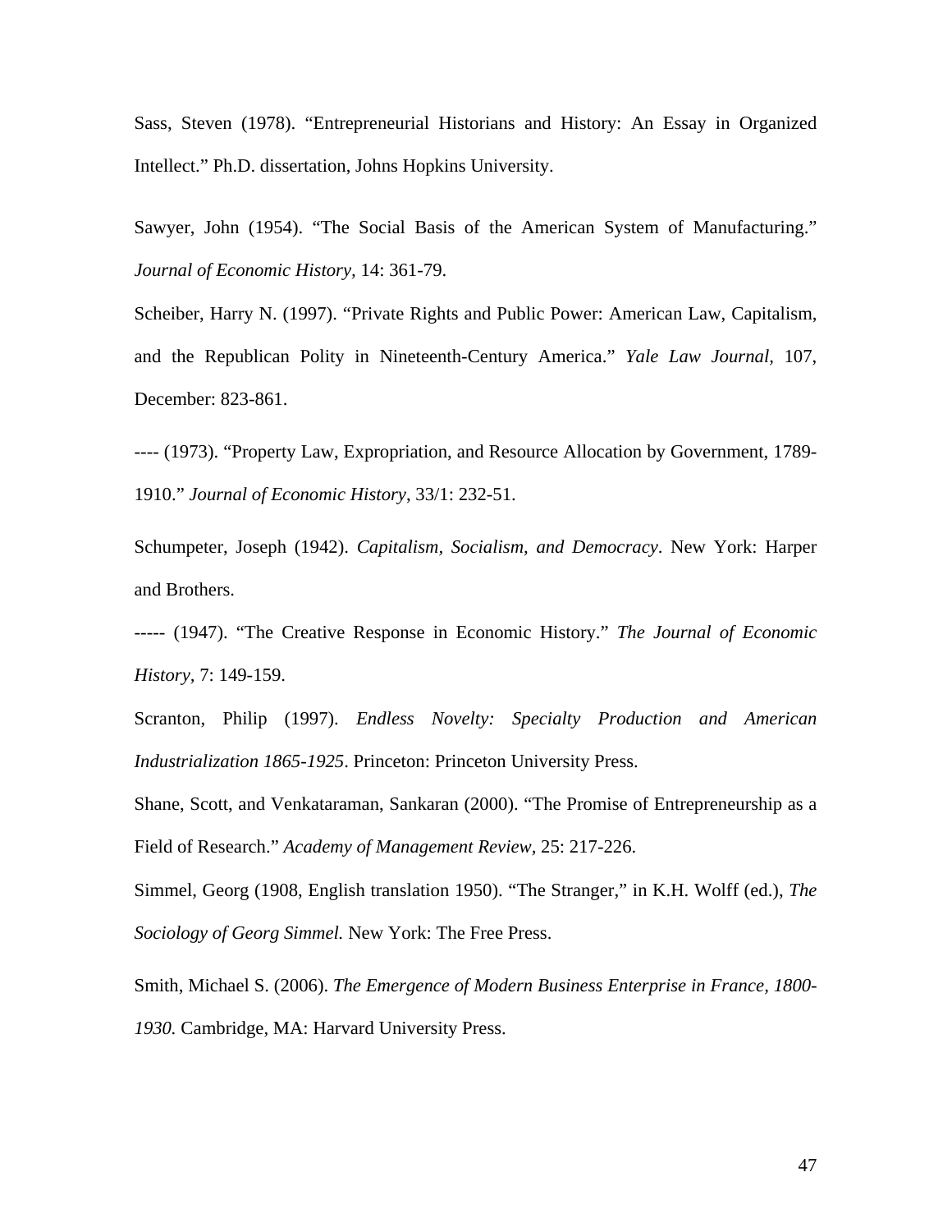Sass, Steven (1978). "Entrepreneurial Historians and History: An Essay in Organized Intellect." Ph.D. dissertation, Johns Hopkins University.

Sawyer, John (1954). "The Social Basis of the American System of Manufacturing." *Journal of Economic History*, 14: 361-79.

Scheiber, Harry N. (1997). "Private Rights and Public Power: American Law, Capitalism, and the Republican Polity in Nineteenth-Century America." *Yale Law Journal*, 107, December: 823-861.

---- (1973). "Property Law, Expropriation, and Resource Allocation by Government, 1789-1910." *Journal of Economic History*, 33/1: 232-51.

Schumpeter, Joseph (1942). *Capitalism, Socialism, and Democracy*. New York: Harper and Brothers.

----- (1947). "The Creative Response in Economic History." *The Journal of Economic History*, 7: 149-159.

Scranton, Philip (1997). *Endless Novelty: Specialty Production and American Industrialization 1865-1925*. Princeton: Princeton University Press.

Shane, Scott, and Venkataraman, Sankaran (2000). "The Promise of Entrepreneurship as a Field of Research." *Academy of Management Review*, 25: 217-226.

Simmel, Georg (1908, English translation 1950). "The Stranger," in K.H. Wolff (ed.), *The Sociology of Georg Simmel.* New York: The Free Press.

Smith, Michael S. (2006). *The Emergence of Modern Business Enterprise in France, 1800-1930.* Cambridge, MA: Harvard University Press.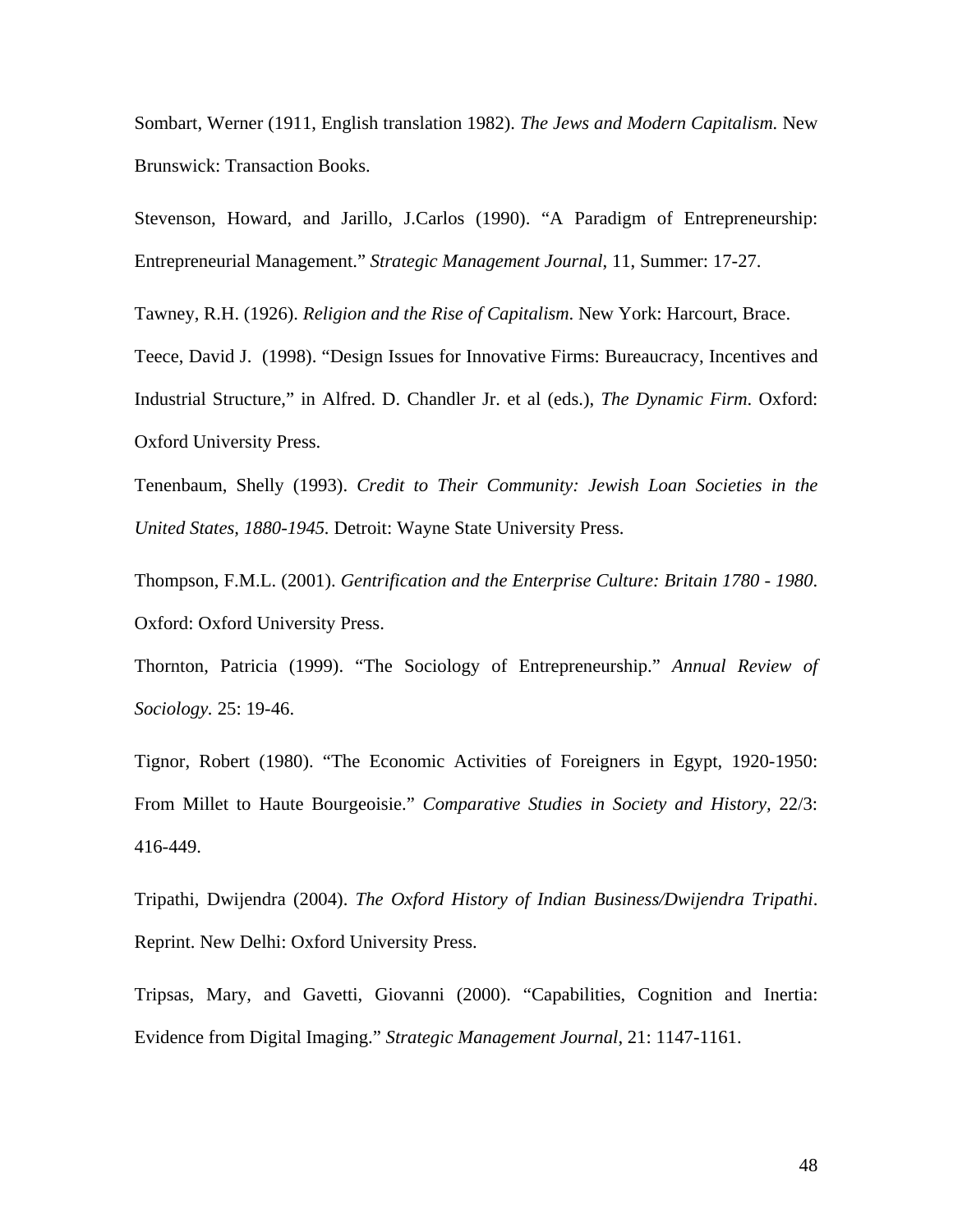Sombart, Werner (1911, English translation 1982). *The Jews and Modern Capitalism.* New Brunswick: Transaction Books.

Stevenson, Howard, and Jarillo, J.Carlos (1990). "A Paradigm of Entrepreneurship: Entrepreneurial Management." *Strategic Management Journal*, 11, Summer: 17-27.

Tawney, R.H. (1926). *Religion and the Rise of Capitalism*. New York: Harcourt, Brace.

Teece, David J. (1998). "Design Issues for Innovative Firms: Bureaucracy, Incentives and Industrial Structure," in Alfred. D. Chandler Jr. et al (eds.), *The Dynamic Firm*. Oxford: Oxford University Press.

Tenenbaum, Shelly (1993). *Credit to Their Community: Jewish Loan Societies in the United States, 1880-1945.* Detroit: Wayne State University Press.

Thompson, F.M.L. (2001). *Gentrification and the Enterprise Culture: Britain 1780 - 1980*. Oxford: Oxford University Press.

Thornton, Patricia (1999). "The Sociology of Entrepreneurship." *Annual Review of Sociology.* 25: 19-46.

Tignor, Robert (1980). "The Economic Activities of Foreigners in Egypt, 1920-1950: From Millet to Haute Bourgeoisie." *Comparative Studies in Society and History,* 22/3: 416-449.

Tripathi, Dwijendra (2004). *The Oxford History of Indian Business/Dwijendra Tripathi*. Reprint. New Delhi: Oxford University Press.

Tripsas, Mary, and Gavetti, Giovanni (2000). "Capabilities, Cognition and Inertia: Evidence from Digital Imaging." *Strategic Management Journal*, 21: 1147-1161.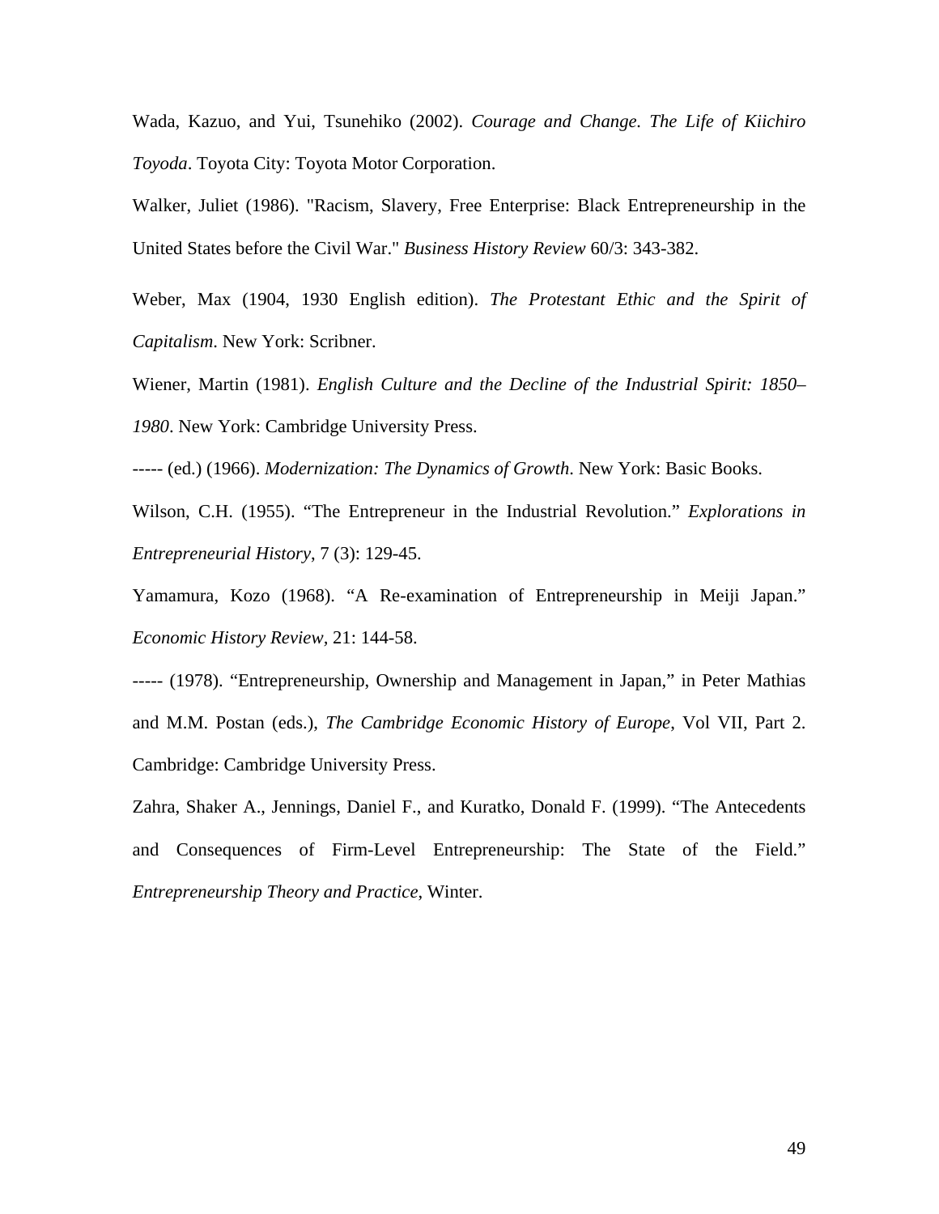Wada, Kazuo, and Yui, Tsunehiko (2002). *Courage and Change. The Life of Kiichiro Toyoda*. Toyota City: Toyota Motor Corporation.

Walker, Juliet (1986). "Racism, Slavery, Free Enterprise: Black Entrepreneurship in the United States before the Civil War." *Business History Review* 60/3: 343-382.

Weber, Max (1904, 1930 English edition). *The Protestant Ethic and the Spirit of Capitalism*. New York: Scribner.

Wiener, Martin (1981). *English Culture and the Decline of the Industrial Spirit: 1850–1980*. New York: Cambridge University Press.

----- (ed.) (1966). *Modernization: The Dynamics of Growth*. New York: Basic Books.

Wilson, C.H. (1955). "The Entrepreneur in the Industrial Revolution." *Explorations in Entrepreneurial History*, 7 (3): 129-45.

Yamamura, Kozo (1968). "A Re-examination of Entrepreneurship in Meiji Japan." *Economic History Review*, 21: 144-58.

----- (1978). "Entrepreneurship, Ownership and Management in Japan," in Peter Mathias and M.M. Postan (eds.), *The Cambridge Economic History of Europe*, Vol VII, Part 2. Cambridge: Cambridge University Press.

Zahra, Shaker A., Jennings, Daniel F., and Kuratko, Donald F. (1999). "The Antecedents and Consequences of Firm-Level Entrepreneurship: The State of the Field." *Entrepreneurship Theory and Practice*, Winter.